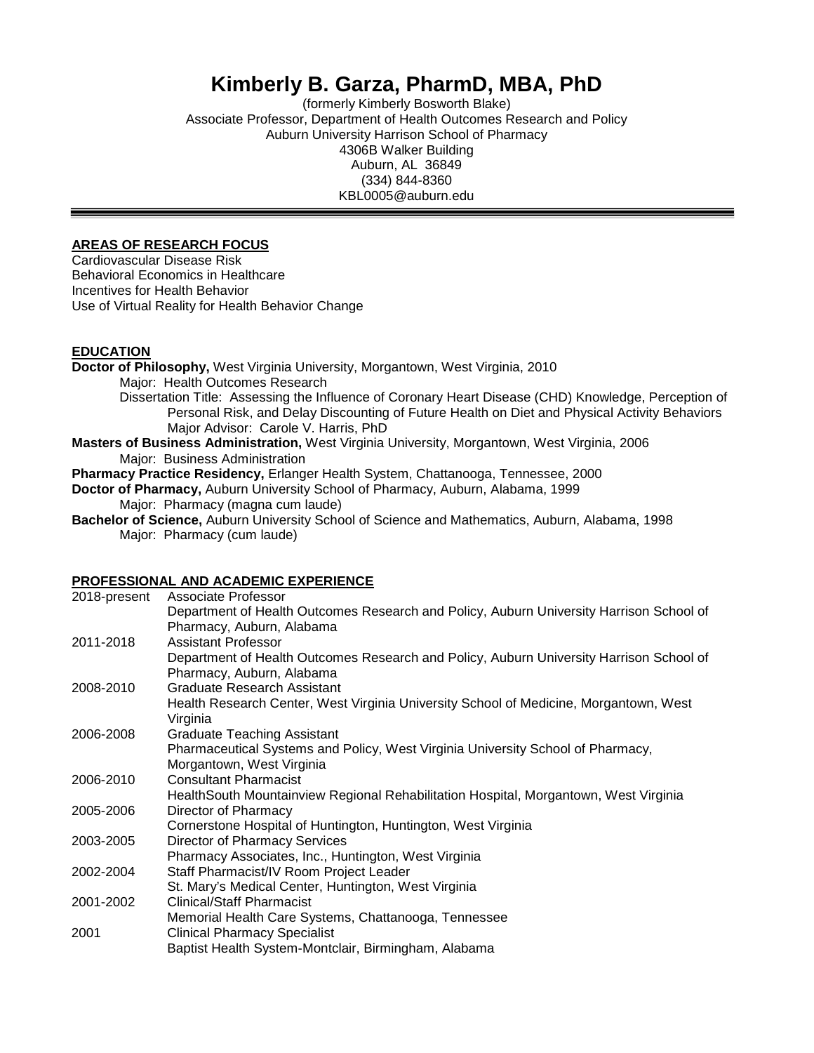# Kimberly B. Garza, PharmD, MBA, PhD

(formerly Kimberly Bosworth Blake)
Associate Professor, Department of Health Outcomes Research and Policy
Auburn University Harrison School of Pharmacy
4306B Walker Building
Auburn, AL 36849
(334) 844-8360
KBL0005@auburn.edu

---

## AREAS OF RESEARCH FOCUS

Cardiovascular Disease Risk
Behavioral Economics in Healthcare
Incentives for Health Behavior
Use of Virtual Reality for Health Behavior Change

## EDUCATION

**Doctor of Philosophy,** West Virginia University, Morgantown, West Virginia, 2010
Major: Health Outcomes Research
Dissertation Title: Assessing the Influence of Coronary Heart Disease (CHD) Knowledge, Perception of Personal Risk, and Delay Discounting of Future Health on Diet and Physical Activity Behaviors
Major Advisor: Carole V. Harris, PhD

**Masters of Business Administration,** West Virginia University, Morgantown, West Virginia, 2006
Major: Business Administration

**Pharmacy Practice Residency,** Erlanger Health System, Chattanooga, Tennessee, 2000

**Doctor of Pharmacy,** Auburn University School of Pharmacy, Auburn, Alabama, 1999
Major: Pharmacy (magna cum laude)

**Bachelor of Science,** Auburn University School of Science and Mathematics, Auburn, Alabama, 1998
Major: Pharmacy (cum laude)

## PROFESSIONAL AND ACADEMIC EXPERIENCE

| | |
|---|---|
| 2018-present | Associate Professor<br>Department of Health Outcomes Research and Policy, Auburn University Harrison School of Pharmacy, Auburn, Alabama |
| 2011-2018 | Assistant Professor<br>Department of Health Outcomes Research and Policy, Auburn University Harrison School of Pharmacy, Auburn, Alabama |
| 2008-2010 | Graduate Research Assistant<br>Health Research Center, West Virginia University School of Medicine, Morgantown, West Virginia |
| 2006-2008 | Graduate Teaching Assistant<br>Pharmaceutical Systems and Policy, West Virginia University School of Pharmacy, Morgantown, West Virginia |
| 2006-2010 | Consultant Pharmacist<br>HealthSouth Mountainview Regional Rehabilitation Hospital, Morgantown, West Virginia |
| 2005-2006 | Director of Pharmacy<br>Cornerstone Hospital of Huntington, Huntington, West Virginia |
| 2003-2005 | Director of Pharmacy Services<br>Pharmacy Associates, Inc., Huntington, West Virginia |
| 2002-2004 | Staff Pharmacist/IV Room Project Leader<br>St. Mary's Medical Center, Huntington, West Virginia |
| 2001-2002 | Clinical/Staff Pharmacist<br>Memorial Health Care Systems, Chattanooga, Tennessee |
| 2001 | Clinical Pharmacy Specialist<br>Baptist Health System-Montclair, Birmingham, Alabama |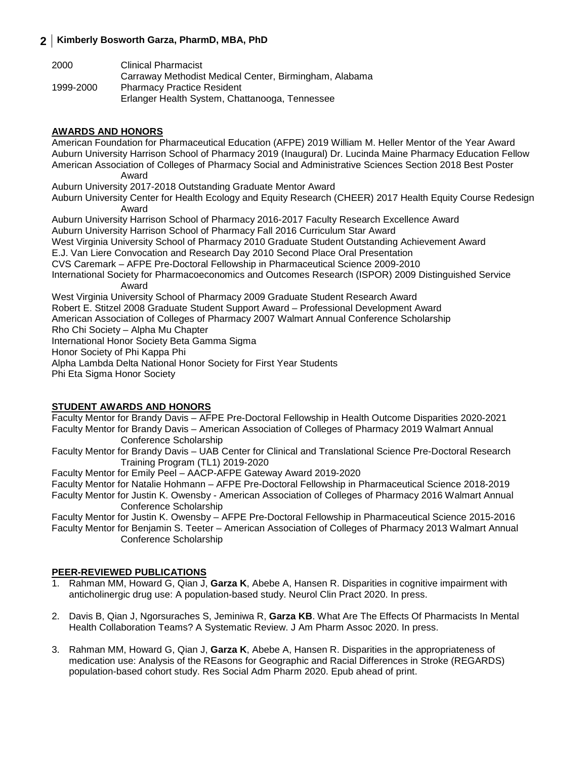2000 Clinical Pharmacist
Carraway Methodist Medical Center, Birmingham, Alabama

1999-2000 Pharmacy Practice Resident
Erlanger Health System, Chattanooga, Tennessee

## AWARDS AND HONORS

American Foundation for Pharmaceutical Education (AFPE) 2019 William M. Heller Mentor of the Year Award
Auburn University Harrison School of Pharmacy 2019 (Inaugural) Dr. Lucinda Maine Pharmacy Education Fellow
American Association of Colleges of Pharmacy Social and Administrative Sciences Section 2018 Best Poster Award
Auburn University 2017-2018 Outstanding Graduate Mentor Award
Auburn University Center for Health Ecology and Equity Research (CHEER) 2017 Health Equity Course Redesign Award
Auburn University Harrison School of Pharmacy 2016-2017 Faculty Research Excellence Award
Auburn University Harrison School of Pharmacy Fall 2016 Curriculum Star Award
West Virginia University School of Pharmacy 2010 Graduate Student Outstanding Achievement Award
E.J. Van Liere Convocation and Research Day 2010 Second Place Oral Presentation
CVS Caremark – AFPE Pre-Doctoral Fellowship in Pharmaceutical Science 2009-2010
International Society for Pharmacoeconomics and Outcomes Research (ISPOR) 2009 Distinguished Service Award
West Virginia University School of Pharmacy 2009 Graduate Student Research Award
Robert E. Stitzel 2008 Graduate Student Support Award – Professional Development Award
American Association of Colleges of Pharmacy 2007 Walmart Annual Conference Scholarship
Rho Chi Society – Alpha Mu Chapter
International Honor Society Beta Gamma Sigma
Honor Society of Phi Kappa Phi
Alpha Lambda Delta National Honor Society for First Year Students
Phi Eta Sigma Honor Society

## STUDENT AWARDS AND HONORS

Faculty Mentor for Brandy Davis – AFPE Pre-Doctoral Fellowship in Health Outcome Disparities 2020-2021
Faculty Mentor for Brandy Davis – American Association of Colleges of Pharmacy 2019 Walmart Annual Conference Scholarship
Faculty Mentor for Brandy Davis – UAB Center for Clinical and Translational Science Pre-Doctoral Research Training Program (TL1) 2019-2020
Faculty Mentor for Emily Peel – AACP-AFPE Gateway Award 2019-2020
Faculty Mentor for Natalie Hohmann – AFPE Pre-Doctoral Fellowship in Pharmaceutical Science 2018-2019
Faculty Mentor for Justin K. Owensby - American Association of Colleges of Pharmacy 2016 Walmart Annual Conference Scholarship
Faculty Mentor for Justin K. Owensby – AFPE Pre-Doctoral Fellowship in Pharmaceutical Science 2015-2016
Faculty Mentor for Benjamin S. Teeter – American Association of Colleges of Pharmacy 2013 Walmart Annual Conference Scholarship

## PEER-REVIEWED PUBLICATIONS

1. Rahman MM, Howard G, Qian J, **Garza K**, Abebe A, Hansen R. Disparities in cognitive impairment with anticholinergic drug use: A population-based study. Neurol Clin Pract 2020. In press.

2. Davis B, Qian J, Ngorsuraches S, Jeminiwa R, **Garza KB**. What Are The Effects Of Pharmacists In Mental Health Collaboration Teams? A Systematic Review. J Am Pharm Assoc 2020. In press.

3. Rahman MM, Howard G, Qian J, **Garza K**, Abebe A, Hansen R. Disparities in the appropriateness of medication use: Analysis of the REasons for Geographic and Racial Differences in Stroke (REGARDS) population-based cohort study. Res Social Adm Pharm 2020. Epub ahead of print.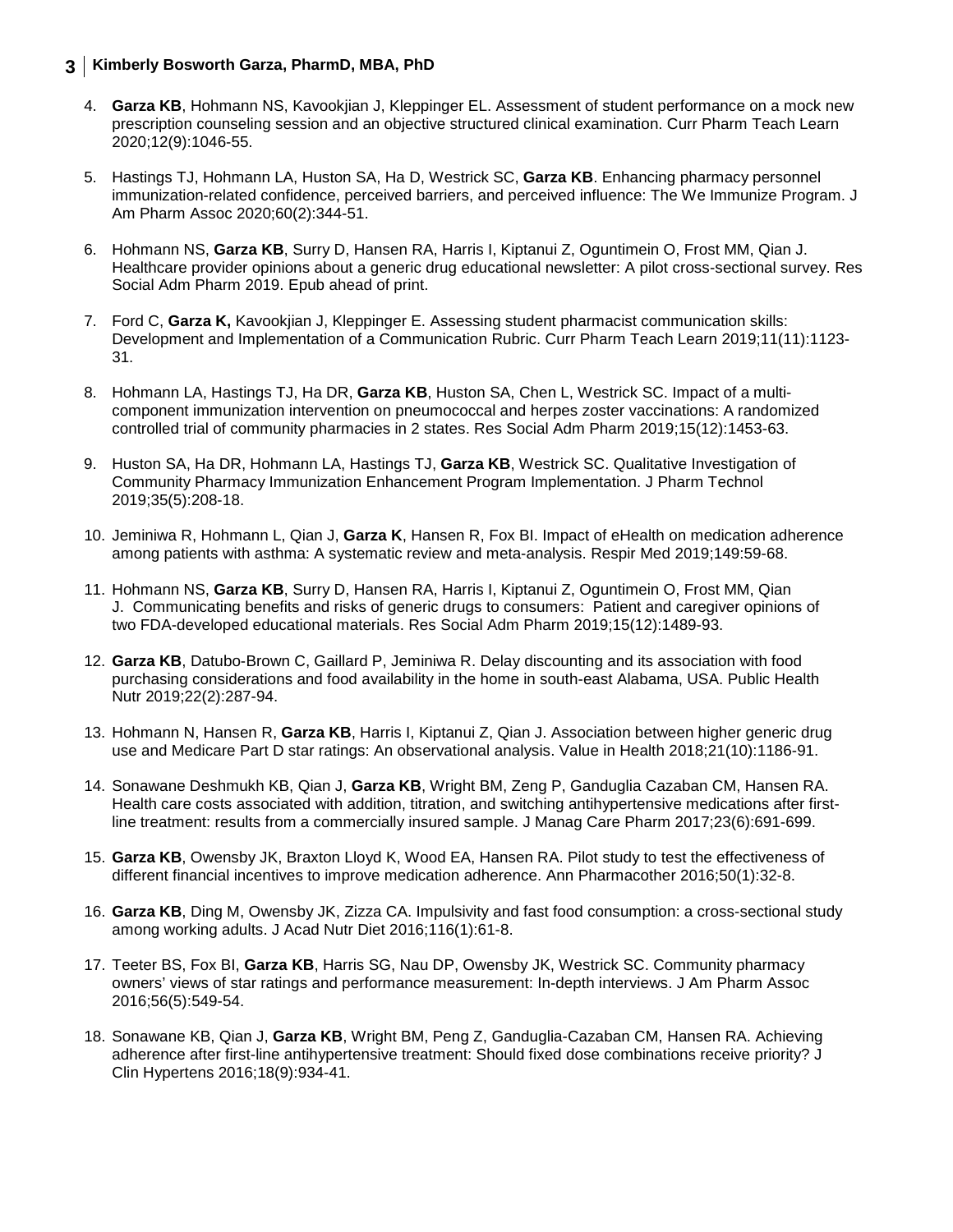4. **Garza KB**, Hohmann NS, Kavookjian J, Kleppinger EL. Assessment of student performance on a mock new prescription counseling session and an objective structured clinical examination. Curr Pharm Teach Learn 2020;12(9):1046-55.

5. Hastings TJ, Hohmann LA, Huston SA, Ha D, Westrick SC, **Garza KB**. Enhancing pharmacy personnel immunization-related confidence, perceived barriers, and perceived influence: The We Immunize Program. J Am Pharm Assoc 2020;60(2):344-51.

6. Hohmann NS, **Garza KB**, Surry D, Hansen RA, Harris I, Kiptanui Z, Oguntimein O, Frost MM, Qian J. Healthcare provider opinions about a generic drug educational newsletter: A pilot cross-sectional survey. Res Social Adm Pharm 2019. Epub ahead of print.

7. Ford C, **Garza K,** Kavookjian J, Kleppinger E. Assessing student pharmacist communication skills: Development and Implementation of a Communication Rubric. Curr Pharm Teach Learn 2019;11(11):1123-31.

8. Hohmann LA, Hastings TJ, Ha DR, **Garza KB**, Huston SA, Chen L, Westrick SC. Impact of a multi-component immunization intervention on pneumococcal and herpes zoster vaccinations: A randomized controlled trial of community pharmacies in 2 states. Res Social Adm Pharm 2019;15(12):1453-63.

9. Huston SA, Ha DR, Hohmann LA, Hastings TJ, **Garza KB**, Westrick SC. Qualitative Investigation of Community Pharmacy Immunization Enhancement Program Implementation. J Pharm Technol 2019;35(5):208-18.

10. Jeminiwa R, Hohmann L, Qian J, **Garza K**, Hansen R, Fox BI. Impact of eHealth on medication adherence among patients with asthma: A systematic review and meta-analysis. Respir Med 2019;149:59-68.

11. Hohmann NS, **Garza KB**, Surry D, Hansen RA, Harris I, Kiptanui Z, Oguntimein O, Frost MM, Qian J. Communicating benefits and risks of generic drugs to consumers: Patient and caregiver opinions of two FDA-developed educational materials. Res Social Adm Pharm 2019;15(12):1489-93.

12. **Garza KB**, Datubo-Brown C, Gaillard P, Jeminiwa R. Delay discounting and its association with food purchasing considerations and food availability in the home in south-east Alabama, USA. Public Health Nutr 2019;22(2):287-94.

13. Hohmann N, Hansen R, **Garza KB**, Harris I, Kiptanui Z, Qian J. Association between higher generic drug use and Medicare Part D star ratings: An observational analysis. Value in Health 2018;21(10):1186-91.

14. Sonawane Deshmukh KB, Qian J, **Garza KB**, Wright BM, Zeng P, Ganduglia Cazaban CM, Hansen RA. Health care costs associated with addition, titration, and switching antihypertensive medications after first-line treatment: results from a commercially insured sample. J Manag Care Pharm 2017;23(6):691-699.

15. **Garza KB**, Owensby JK, Braxton Lloyd K, Wood EA, Hansen RA. Pilot study to test the effectiveness of different financial incentives to improve medication adherence. Ann Pharmacother 2016;50(1):32-8.

16. **Garza KB**, Ding M, Owensby JK, Zizza CA. Impulsivity and fast food consumption: a cross-sectional study among working adults. J Acad Nutr Diet 2016;116(1):61-8.

17. Teeter BS, Fox BI, **Garza KB**, Harris SG, Nau DP, Owensby JK, Westrick SC. Community pharmacy owners' views of star ratings and performance measurement: In-depth interviews. J Am Pharm Assoc 2016;56(5):549-54.

18. Sonawane KB, Qian J, **Garza KB**, Wright BM, Peng Z, Ganduglia-Cazaban CM, Hansen RA. Achieving adherence after first-line antihypertensive treatment: Should fixed dose combinations receive priority? J Clin Hypertens 2016;18(9):934-41.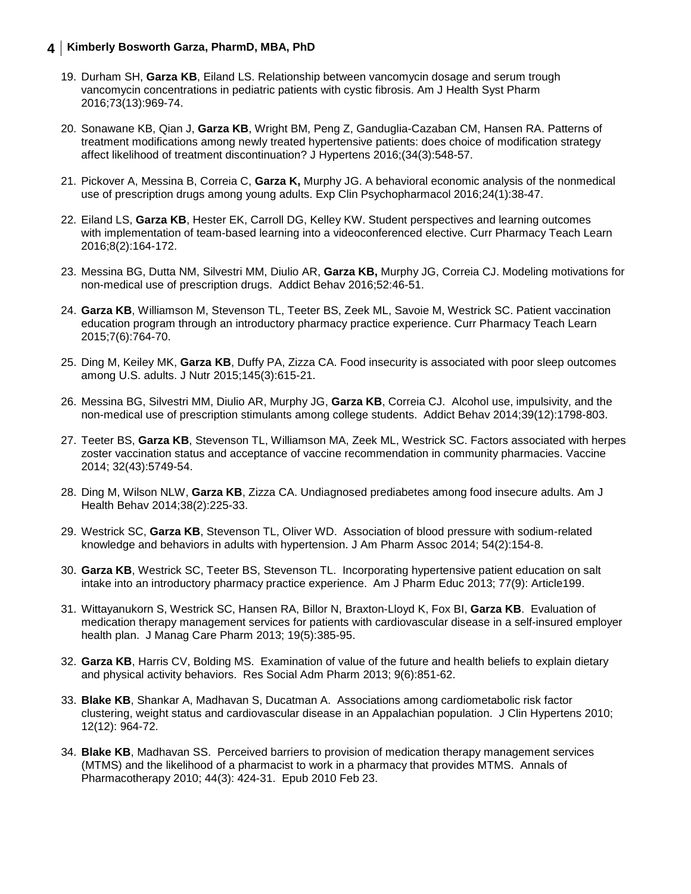19. Durham SH, **Garza KB**, Eiland LS. Relationship between vancomycin dosage and serum trough vancomycin concentrations in pediatric patients with cystic fibrosis. Am J Health Syst Pharm 2016;73(13):969-74.

20. Sonawane KB, Qian J, **Garza KB**, Wright BM, Peng Z, Ganduglia-Cazaban CM, Hansen RA. Patterns of treatment modifications among newly treated hypertensive patients: does choice of modification strategy affect likelihood of treatment discontinuation? J Hypertens 2016;(34(3):548-57.

21. Pickover A, Messina B, Correia C, **Garza K,** Murphy JG. A behavioral economic analysis of the nonmedical use of prescription drugs among young adults. Exp Clin Psychopharmacol 2016;24(1):38-47.

22. Eiland LS, **Garza KB**, Hester EK, Carroll DG, Kelley KW. Student perspectives and learning outcomes with implementation of team-based learning into a videoconferenced elective. Curr Pharmacy Teach Learn 2016;8(2):164-172.

23. Messina BG, Dutta NM, Silvestri MM, Diulio AR, **Garza KB,** Murphy JG, Correia CJ. Modeling motivations for non-medical use of prescription drugs. Addict Behav 2016;52:46-51.

24. **Garza KB**, Williamson M, Stevenson TL, Teeter BS, Zeek ML, Savoie M, Westrick SC. Patient vaccination education program through an introductory pharmacy practice experience. Curr Pharmacy Teach Learn 2015;7(6):764-70.

25. Ding M, Keiley MK, **Garza KB**, Duffy PA, Zizza CA. Food insecurity is associated with poor sleep outcomes among U.S. adults. J Nutr 2015;145(3):615-21.

26. Messina BG, Silvestri MM, Diulio AR, Murphy JG, **Garza KB**, Correia CJ. Alcohol use, impulsivity, and the non-medical use of prescription stimulants among college students. Addict Behav 2014;39(12):1798-803.

27. Teeter BS, **Garza KB**, Stevenson TL, Williamson MA, Zeek ML, Westrick SC. Factors associated with herpes zoster vaccination status and acceptance of vaccine recommendation in community pharmacies. Vaccine 2014; 32(43):5749-54.

28. Ding M, Wilson NLW, **Garza KB**, Zizza CA. Undiagnosed prediabetes among food insecure adults. Am J Health Behav 2014;38(2):225-33.

29. Westrick SC, **Garza KB**, Stevenson TL, Oliver WD. Association of blood pressure with sodium-related knowledge and behaviors in adults with hypertension. J Am Pharm Assoc 2014; 54(2):154-8.

30. **Garza KB**, Westrick SC, Teeter BS, Stevenson TL. Incorporating hypertensive patient education on salt intake into an introductory pharmacy practice experience. Am J Pharm Educ 2013; 77(9): Article199.

31. Wittayanukorn S, Westrick SC, Hansen RA, Billor N, Braxton-Lloyd K, Fox BI, **Garza KB**. Evaluation of medication therapy management services for patients with cardiovascular disease in a self-insured employer health plan. J Manag Care Pharm 2013; 19(5):385-95.

32. **Garza KB**, Harris CV, Bolding MS. Examination of value of the future and health beliefs to explain dietary and physical activity behaviors. Res Social Adm Pharm 2013; 9(6):851-62.

33. **Blake KB**, Shankar A, Madhavan S, Ducatman A. Associations among cardiometabolic risk factor clustering, weight status and cardiovascular disease in an Appalachian population. J Clin Hypertens 2010; 12(12): 964-72.

34. **Blake KB**, Madhavan SS. Perceived barriers to provision of medication therapy management services (MTMS) and the likelihood of a pharmacist to work in a pharmacy that provides MTMS. Annals of Pharmacotherapy 2010; 44(3): 424-31. Epub 2010 Feb 23.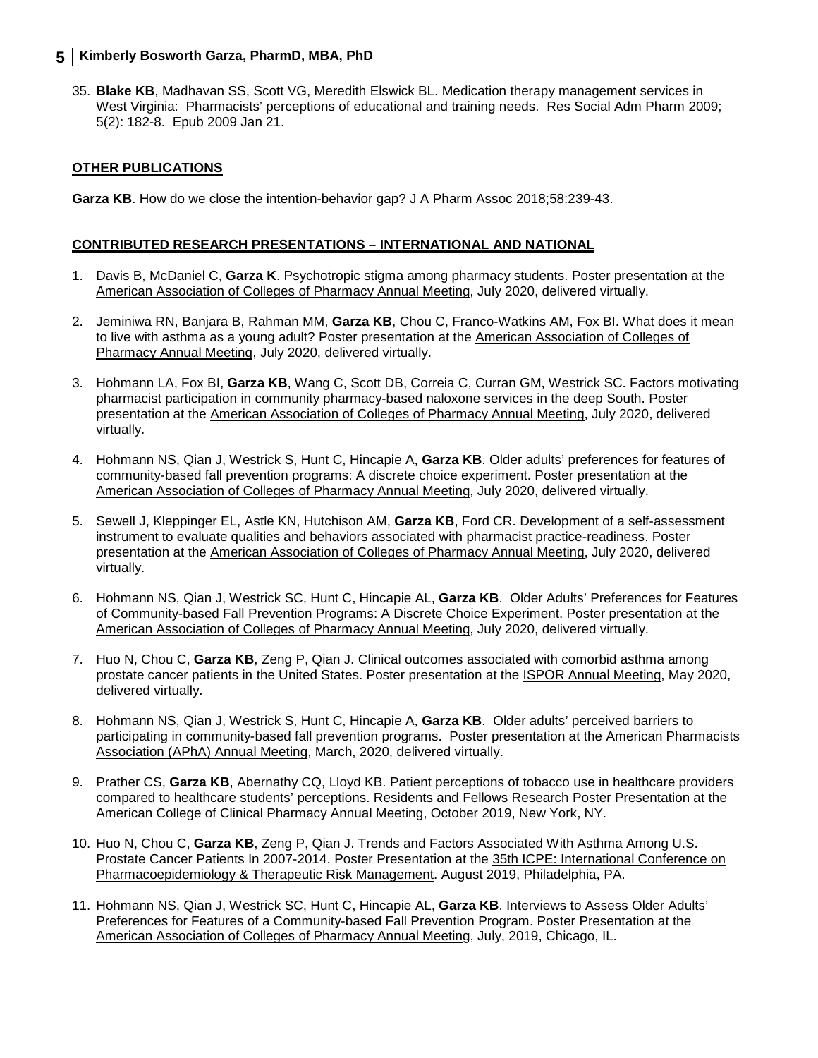35. **Blake KB**, Madhavan SS, Scott VG, Meredith Elswick BL. Medication therapy management services in West Virginia: Pharmacists' perceptions of educational and training needs. Res Social Adm Pharm 2009; 5(2): 182-8. Epub 2009 Jan 21.

## OTHER PUBLICATIONS

**Garza KB**. How do we close the intention-behavior gap? J A Pharm Assoc 2018;58:239-43.

## CONTRIBUTED RESEARCH PRESENTATIONS – INTERNATIONAL AND NATIONAL

1. Davis B, McDaniel C, **Garza K**. Psychotropic stigma among pharmacy students. Poster presentation at the American Association of Colleges of Pharmacy Annual Meeting, July 2020, delivered virtually.

2. Jeminiwa RN, Banjara B, Rahman MM, **Garza KB**, Chou C, Franco-Watkins AM, Fox BI. What does it mean to live with asthma as a young adult? Poster presentation at the American Association of Colleges of Pharmacy Annual Meeting, July 2020, delivered virtually.

3. Hohmann LA, Fox BI, **Garza KB**, Wang C, Scott DB, Correia C, Curran GM, Westrick SC. Factors motivating pharmacist participation in community pharmacy-based naloxone services in the deep South. Poster presentation at the American Association of Colleges of Pharmacy Annual Meeting, July 2020, delivered virtually.

4. Hohmann NS, Qian J, Westrick S, Hunt C, Hincapie A, **Garza KB**. Older adults' preferences for features of community-based fall prevention programs: A discrete choice experiment. Poster presentation at the American Association of Colleges of Pharmacy Annual Meeting, July 2020, delivered virtually.

5. Sewell J, Kleppinger EL, Astle KN, Hutchison AM, **Garza KB**, Ford CR. Development of a self-assessment instrument to evaluate qualities and behaviors associated with pharmacist practice-readiness. Poster presentation at the American Association of Colleges of Pharmacy Annual Meeting, July 2020, delivered virtually.

6. Hohmann NS, Qian J, Westrick SC, Hunt C, Hincapie AL, **Garza KB**. Older Adults' Preferences for Features of Community-based Fall Prevention Programs: A Discrete Choice Experiment. Poster presentation at the American Association of Colleges of Pharmacy Annual Meeting, July 2020, delivered virtually.

7. Huo N, Chou C, **Garza KB**, Zeng P, Qian J. Clinical outcomes associated with comorbid asthma among prostate cancer patients in the United States. Poster presentation at the ISPOR Annual Meeting, May 2020, delivered virtually.

8. Hohmann NS, Qian J, Westrick S, Hunt C, Hincapie A, **Garza KB**. Older adults' perceived barriers to participating in community-based fall prevention programs. Poster presentation at the American Pharmacists Association (APhA) Annual Meeting, March, 2020, delivered virtually.

9. Prather CS, **Garza KB**, Abernathy CQ, Lloyd KB. Patient perceptions of tobacco use in healthcare providers compared to healthcare students' perceptions. Residents and Fellows Research Poster Presentation at the American College of Clinical Pharmacy Annual Meeting, October 2019, New York, NY.

10. Huo N, Chou C, **Garza KB**, Zeng P, Qian J. Trends and Factors Associated With Asthma Among U.S. Prostate Cancer Patients In 2007-2014. Poster Presentation at the 35th ICPE: International Conference on Pharmacoepidemiology & Therapeutic Risk Management. August 2019, Philadelphia, PA.

11. Hohmann NS, Qian J, Westrick SC, Hunt C, Hincapie AL, **Garza KB**. Interviews to Assess Older Adults' Preferences for Features of a Community-based Fall Prevention Program. Poster Presentation at the American Association of Colleges of Pharmacy Annual Meeting, July, 2019, Chicago, IL.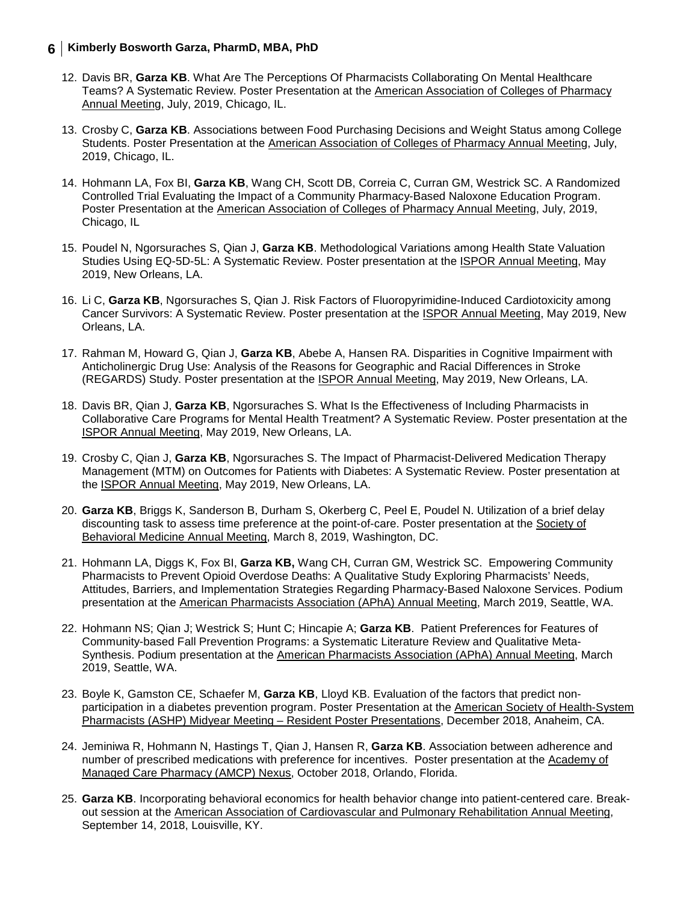12. Davis BR, **Garza KB**. What Are The Perceptions Of Pharmacists Collaborating On Mental Healthcare Teams? A Systematic Review. Poster Presentation at the American Association of Colleges of Pharmacy Annual Meeting, July, 2019, Chicago, IL.

13. Crosby C, **Garza KB**. Associations between Food Purchasing Decisions and Weight Status among College Students. Poster Presentation at the American Association of Colleges of Pharmacy Annual Meeting, July, 2019, Chicago, IL.

14. Hohmann LA, Fox BI, **Garza KB**, Wang CH, Scott DB, Correia C, Curran GM, Westrick SC. A Randomized Controlled Trial Evaluating the Impact of a Community Pharmacy-Based Naloxone Education Program. Poster Presentation at the American Association of Colleges of Pharmacy Annual Meeting, July, 2019, Chicago, IL

15. Poudel N, Ngorsuraches S, Qian J, **Garza KB**. Methodological Variations among Health State Valuation Studies Using EQ-5D-5L: A Systematic Review. Poster presentation at the ISPOR Annual Meeting, May 2019, New Orleans, LA.

16. Li C, **Garza KB**, Ngorsuraches S, Qian J. Risk Factors of Fluoropyrimidine-Induced Cardiotoxicity among Cancer Survivors: A Systematic Review. Poster presentation at the ISPOR Annual Meeting, May 2019, New Orleans, LA.

17. Rahman M, Howard G, Qian J, **Garza KB**, Abebe A, Hansen RA. Disparities in Cognitive Impairment with Anticholinergic Drug Use: Analysis of the Reasons for Geographic and Racial Differences in Stroke (REGARDS) Study. Poster presentation at the ISPOR Annual Meeting, May 2019, New Orleans, LA.

18. Davis BR, Qian J, **Garza KB**, Ngorsuraches S. What Is the Effectiveness of Including Pharmacists in Collaborative Care Programs for Mental Health Treatment? A Systematic Review. Poster presentation at the ISPOR Annual Meeting, May 2019, New Orleans, LA.

19. Crosby C, Qian J, **Garza KB**, Ngorsuraches S. The Impact of Pharmacist-Delivered Medication Therapy Management (MTM) on Outcomes for Patients with Diabetes: A Systematic Review. Poster presentation at the ISPOR Annual Meeting, May 2019, New Orleans, LA.

20. **Garza KB**, Briggs K, Sanderson B, Durham S, Okerberg C, Peel E, Poudel N. Utilization of a brief delay discounting task to assess time preference at the point-of-care. Poster presentation at the Society of Behavioral Medicine Annual Meeting, March 8, 2019, Washington, DC.

21. Hohmann LA, Diggs K, Fox BI, **Garza KB,** Wang CH, Curran GM, Westrick SC. Empowering Community Pharmacists to Prevent Opioid Overdose Deaths: A Qualitative Study Exploring Pharmacists' Needs, Attitudes, Barriers, and Implementation Strategies Regarding Pharmacy-Based Naloxone Services. Podium presentation at the American Pharmacists Association (APhA) Annual Meeting, March 2019, Seattle, WA.

22. Hohmann NS; Qian J; Westrick S; Hunt C; Hincapie A; **Garza KB**. Patient Preferences for Features of Community-based Fall Prevention Programs: a Systematic Literature Review and Qualitative Meta-Synthesis. Podium presentation at the American Pharmacists Association (APhA) Annual Meeting, March 2019, Seattle, WA.

23. Boyle K, Gamston CE, Schaefer M, **Garza KB**, Lloyd KB. Evaluation of the factors that predict non-participation in a diabetes prevention program. Poster Presentation at the American Society of Health-System Pharmacists (ASHP) Midyear Meeting – Resident Poster Presentations, December 2018, Anaheim, CA.

24. Jeminiwa R, Hohmann N, Hastings T, Qian J, Hansen R, **Garza KB**. Association between adherence and number of prescribed medications with preference for incentives. Poster presentation at the Academy of Managed Care Pharmacy (AMCP) Nexus, October 2018, Orlando, Florida.

25. **Garza KB**. Incorporating behavioral economics for health behavior change into patient-centered care. Break-out session at the American Association of Cardiovascular and Pulmonary Rehabilitation Annual Meeting, September 14, 2018, Louisville, KY.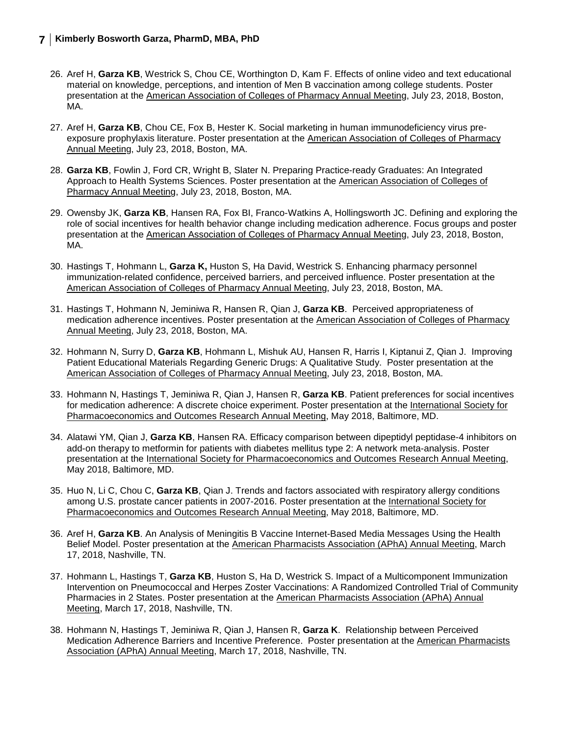26. Aref H, **Garza KB**, Westrick S, Chou CE, Worthington D, Kam F. Effects of online video and text educational material on knowledge, perceptions, and intention of Men B vaccination among college students. Poster presentation at the American Association of Colleges of Pharmacy Annual Meeting, July 23, 2018, Boston, MA.

27. Aref H, **Garza KB**, Chou CE, Fox B, Hester K. Social marketing in human immunodeficiency virus pre-exposure prophylaxis literature. Poster presentation at the American Association of Colleges of Pharmacy Annual Meeting, July 23, 2018, Boston, MA.

28. **Garza KB**, Fowlin J, Ford CR, Wright B, Slater N. Preparing Practice-ready Graduates: An Integrated Approach to Health Systems Sciences. Poster presentation at the American Association of Colleges of Pharmacy Annual Meeting, July 23, 2018, Boston, MA.

29. Owensby JK, **Garza KB**, Hansen RA, Fox BI, Franco-Watkins A, Hollingsworth JC. Defining and exploring the role of social incentives for health behavior change including medication adherence. Focus groups and poster presentation at the American Association of Colleges of Pharmacy Annual Meeting, July 23, 2018, Boston, MA.

30. Hastings T, Hohmann L, **Garza K,** Huston S, Ha David, Westrick S. Enhancing pharmacy personnel immunization-related confidence, perceived barriers, and perceived influence. Poster presentation at the American Association of Colleges of Pharmacy Annual Meeting, July 23, 2018, Boston, MA.

31. Hastings T, Hohmann N, Jeminiwa R, Hansen R, Qian J, **Garza KB**. Perceived appropriateness of medication adherence incentives. Poster presentation at the American Association of Colleges of Pharmacy Annual Meeting, July 23, 2018, Boston, MA.

32. Hohmann N, Surry D, **Garza KB**, Hohmann L, Mishuk AU, Hansen R, Harris I, Kiptanui Z, Qian J. Improving Patient Educational Materials Regarding Generic Drugs: A Qualitative Study. Poster presentation at the American Association of Colleges of Pharmacy Annual Meeting, July 23, 2018, Boston, MA.

33. Hohmann N, Hastings T, Jeminiwa R, Qian J, Hansen R, **Garza KB**. Patient preferences for social incentives for medication adherence: A discrete choice experiment. Poster presentation at the International Society for Pharmacoeconomics and Outcomes Research Annual Meeting, May 2018, Baltimore, MD.

34. Alatawi YM, Qian J, **Garza KB**, Hansen RA. Efficacy comparison between dipeptidyl peptidase-4 inhibitors on add-on therapy to metformin for patients with diabetes mellitus type 2: A network meta-analysis. Poster presentation at the International Society for Pharmacoeconomics and Outcomes Research Annual Meeting, May 2018, Baltimore, MD.

35. Huo N, Li C, Chou C, **Garza KB**, Qian J. Trends and factors associated with respiratory allergy conditions among U.S. prostate cancer patients in 2007-2016. Poster presentation at the International Society for Pharmacoeconomics and Outcomes Research Annual Meeting, May 2018, Baltimore, MD.

36. Aref H, **Garza KB**. An Analysis of Meningitis B Vaccine Internet-Based Media Messages Using the Health Belief Model. Poster presentation at the American Pharmacists Association (APhA) Annual Meeting, March 17, 2018, Nashville, TN.

37. Hohmann L, Hastings T, **Garza KB**, Huston S, Ha D, Westrick S. Impact of a Multicomponent Immunization Intervention on Pneumococcal and Herpes Zoster Vaccinations: A Randomized Controlled Trial of Community Pharmacies in 2 States. Poster presentation at the American Pharmacists Association (APhA) Annual Meeting, March 17, 2018, Nashville, TN.

38. Hohmann N, Hastings T, Jeminiwa R, Qian J, Hansen R, **Garza K**. Relationship between Perceived Medication Adherence Barriers and Incentive Preference. Poster presentation at the American Pharmacists Association (APhA) Annual Meeting, March 17, 2018, Nashville, TN.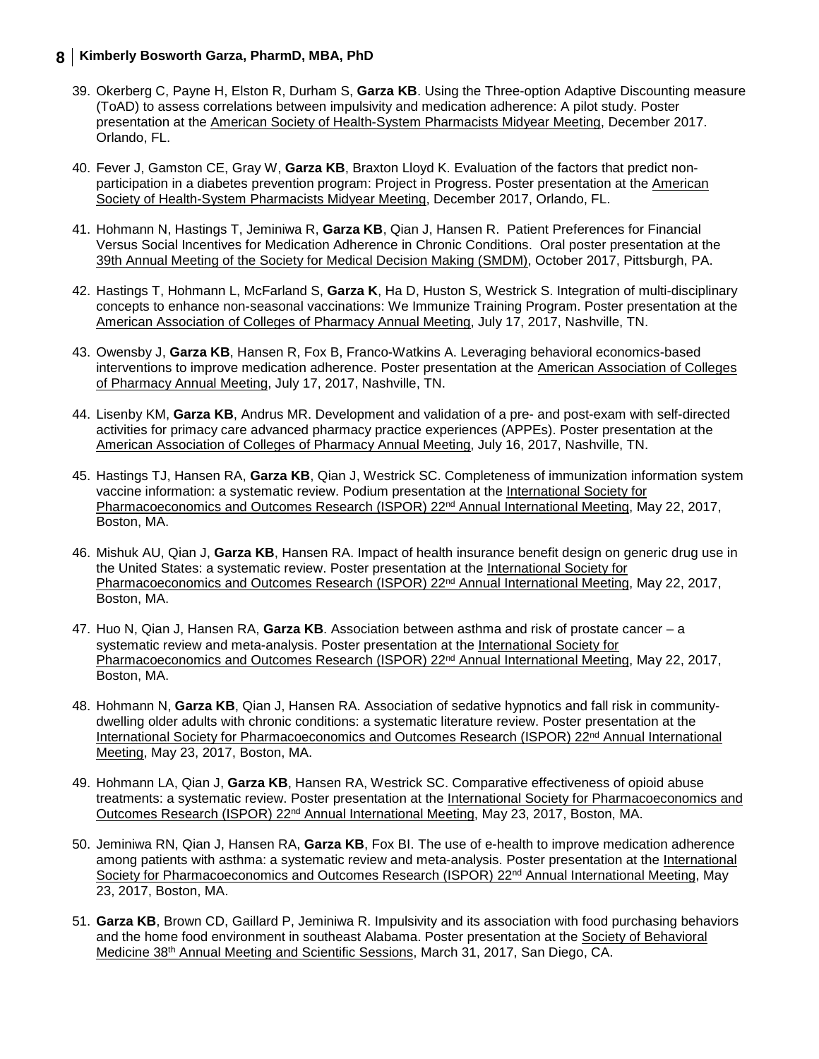39. Okerberg C, Payne H, Elston R, Durham S, **Garza KB**. Using the Three-option Adaptive Discounting measure (ToAD) to assess correlations between impulsivity and medication adherence: A pilot study. Poster presentation at the American Society of Health-System Pharmacists Midyear Meeting, December 2017. Orlando, FL.

40. Fever J, Gamston CE, Gray W, **Garza KB**, Braxton Lloyd K. Evaluation of the factors that predict non-participation in a diabetes prevention program: Project in Progress. Poster presentation at the American Society of Health-System Pharmacists Midyear Meeting, December 2017, Orlando, FL.

41. Hohmann N, Hastings T, Jeminiwa R, **Garza KB**, Qian J, Hansen R. Patient Preferences for Financial Versus Social Incentives for Medication Adherence in Chronic Conditions. Oral poster presentation at the 39th Annual Meeting of the Society for Medical Decision Making (SMDM), October 2017, Pittsburgh, PA.

42. Hastings T, Hohmann L, McFarland S, **Garza K**, Ha D, Huston S, Westrick S. Integration of multi-disciplinary concepts to enhance non-seasonal vaccinations: We Immunize Training Program. Poster presentation at the American Association of Colleges of Pharmacy Annual Meeting, July 17, 2017, Nashville, TN.

43. Owensby J, **Garza KB**, Hansen R, Fox B, Franco-Watkins A. Leveraging behavioral economics-based interventions to improve medication adherence. Poster presentation at the American Association of Colleges of Pharmacy Annual Meeting, July 17, 2017, Nashville, TN.

44. Lisenby KM, **Garza KB**, Andrus MR. Development and validation of a pre- and post-exam with self-directed activities for primacy care advanced pharmacy practice experiences (APPEs). Poster presentation at the American Association of Colleges of Pharmacy Annual Meeting, July 16, 2017, Nashville, TN.

45. Hastings TJ, Hansen RA, **Garza KB**, Qian J, Westrick SC. Completeness of immunization information system vaccine information: a systematic review. Podium presentation at the International Society for Pharmacoeconomics and Outcomes Research (ISPOR) 22nd Annual International Meeting, May 22, 2017, Boston, MA.

46. Mishuk AU, Qian J, **Garza KB**, Hansen RA. Impact of health insurance benefit design on generic drug use in the United States: a systematic review. Poster presentation at the International Society for Pharmacoeconomics and Outcomes Research (ISPOR) 22nd Annual International Meeting, May 22, 2017, Boston, MA.

47. Huo N, Qian J, Hansen RA, **Garza KB**. Association between asthma and risk of prostate cancer – a systematic review and meta-analysis. Poster presentation at the International Society for Pharmacoeconomics and Outcomes Research (ISPOR) 22nd Annual International Meeting, May 22, 2017, Boston, MA.

48. Hohmann N, **Garza KB**, Qian J, Hansen RA. Association of sedative hypnotics and fall risk in community-dwelling older adults with chronic conditions: a systematic literature review. Poster presentation at the International Society for Pharmacoeconomics and Outcomes Research (ISPOR) 22nd Annual International Meeting, May 23, 2017, Boston, MA.

49. Hohmann LA, Qian J, **Garza KB**, Hansen RA, Westrick SC. Comparative effectiveness of opioid abuse treatments: a systematic review. Poster presentation at the International Society for Pharmacoeconomics and Outcomes Research (ISPOR) 22nd Annual International Meeting, May 23, 2017, Boston, MA.

50. Jeminiwa RN, Qian J, Hansen RA, **Garza KB**, Fox BI. The use of e-health to improve medication adherence among patients with asthma: a systematic review and meta-analysis. Poster presentation at the International Society for Pharmacoeconomics and Outcomes Research (ISPOR) 22nd Annual International Meeting, May 23, 2017, Boston, MA.

51. **Garza KB**, Brown CD, Gaillard P, Jeminiwa R. Impulsivity and its association with food purchasing behaviors and the home food environment in southeast Alabama. Poster presentation at the Society of Behavioral Medicine 38th Annual Meeting and Scientific Sessions, March 31, 2017, San Diego, CA.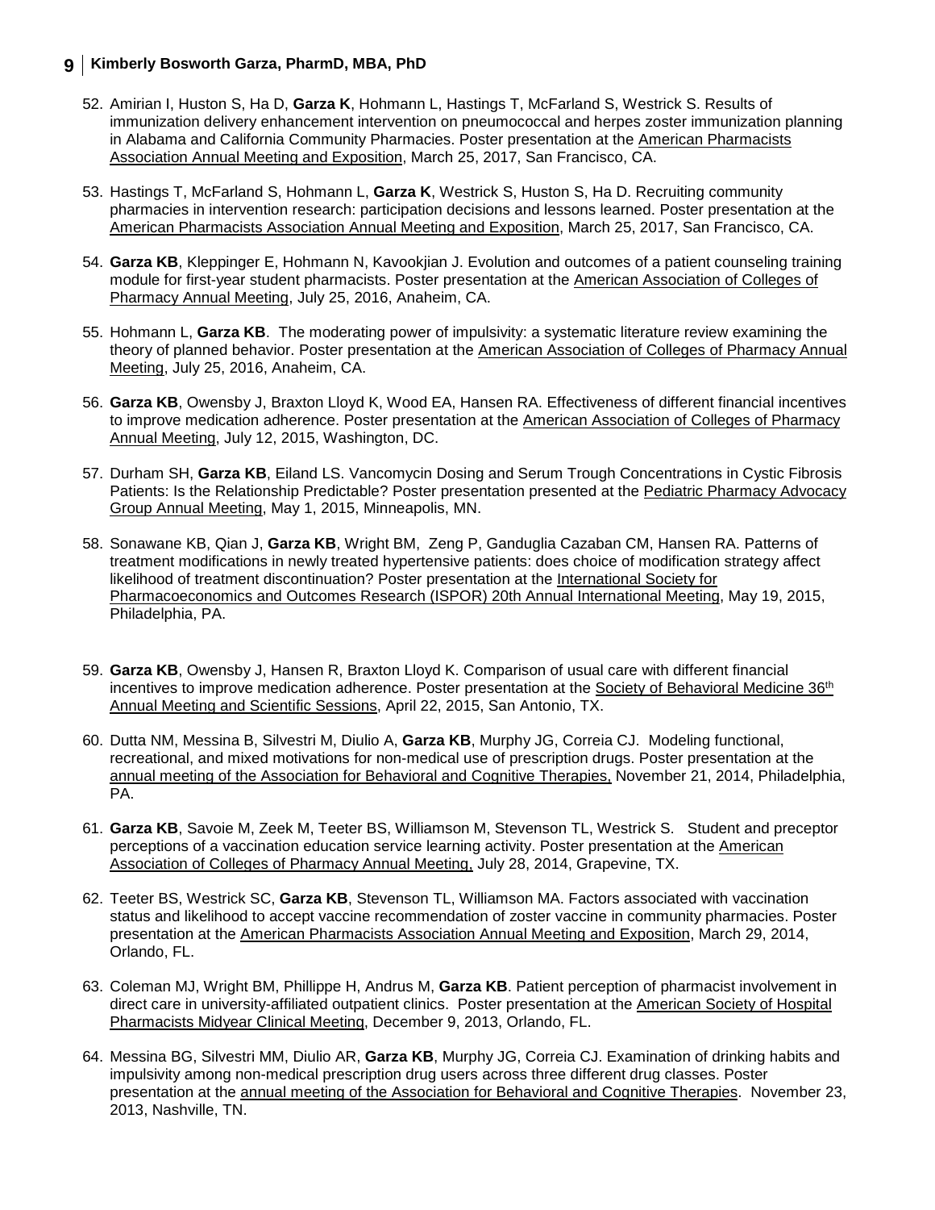52. Amirian I, Huston S, Ha D, **Garza K**, Hohmann L, Hastings T, McFarland S, Westrick S. Results of immunization delivery enhancement intervention on pneumococcal and herpes zoster immunization planning in Alabama and California Community Pharmacies. Poster presentation at the American Pharmacists Association Annual Meeting and Exposition, March 25, 2017, San Francisco, CA.

53. Hastings T, McFarland S, Hohmann L, **Garza K**, Westrick S, Huston S, Ha D. Recruiting community pharmacies in intervention research: participation decisions and lessons learned. Poster presentation at the American Pharmacists Association Annual Meeting and Exposition, March 25, 2017, San Francisco, CA.

54. **Garza KB**, Kleppinger E, Hohmann N, Kavookjian J. Evolution and outcomes of a patient counseling training module for first-year student pharmacists. Poster presentation at the American Association of Colleges of Pharmacy Annual Meeting, July 25, 2016, Anaheim, CA.

55. Hohmann L, **Garza KB**. The moderating power of impulsivity: a systematic literature review examining the theory of planned behavior. Poster presentation at the American Association of Colleges of Pharmacy Annual Meeting, July 25, 2016, Anaheim, CA.

56. **Garza KB**, Owensby J, Braxton Lloyd K, Wood EA, Hansen RA. Effectiveness of different financial incentives to improve medication adherence. Poster presentation at the American Association of Colleges of Pharmacy Annual Meeting, July 12, 2015, Washington, DC.

57. Durham SH, **Garza KB**, Eiland LS. Vancomycin Dosing and Serum Trough Concentrations in Cystic Fibrosis Patients: Is the Relationship Predictable? Poster presentation presented at the Pediatric Pharmacy Advocacy Group Annual Meeting, May 1, 2015, Minneapolis, MN.

58. Sonawane KB, Qian J, **Garza KB**, Wright BM, Zeng P, Ganduglia Cazaban CM, Hansen RA. Patterns of treatment modifications in newly treated hypertensive patients: does choice of modification strategy affect likelihood of treatment discontinuation? Poster presentation at the International Society for Pharmacoeconomics and Outcomes Research (ISPOR) 20th Annual International Meeting, May 19, 2015, Philadelphia, PA.

59. **Garza KB**, Owensby J, Hansen R, Braxton Lloyd K. Comparison of usual care with different financial incentives to improve medication adherence. Poster presentation at the Society of Behavioral Medicine 36th Annual Meeting and Scientific Sessions, April 22, 2015, San Antonio, TX.

60. Dutta NM, Messina B, Silvestri M, Diulio A, **Garza KB**, Murphy JG, Correia CJ. Modeling functional, recreational, and mixed motivations for non-medical use of prescription drugs. Poster presentation at the annual meeting of the Association for Behavioral and Cognitive Therapies, November 21, 2014, Philadelphia, PA.

61. **Garza KB**, Savoie M, Zeek M, Teeter BS, Williamson M, Stevenson TL, Westrick S. Student and preceptor perceptions of a vaccination education service learning activity. Poster presentation at the American Association of Colleges of Pharmacy Annual Meeting, July 28, 2014, Grapevine, TX.

62. Teeter BS, Westrick SC, **Garza KB**, Stevenson TL, Williamson MA. Factors associated with vaccination status and likelihood to accept vaccine recommendation of zoster vaccine in community pharmacies. Poster presentation at the American Pharmacists Association Annual Meeting and Exposition, March 29, 2014, Orlando, FL.

63. Coleman MJ, Wright BM, Phillippe H, Andrus M, **Garza KB**. Patient perception of pharmacist involvement in direct care in university-affiliated outpatient clinics. Poster presentation at the American Society of Hospital Pharmacists Midyear Clinical Meeting, December 9, 2013, Orlando, FL.

64. Messina BG, Silvestri MM, Diulio AR, **Garza KB**, Murphy JG, Correia CJ. Examination of drinking habits and impulsivity among non-medical prescription drug users across three different drug classes. Poster presentation at the annual meeting of the Association for Behavioral and Cognitive Therapies. November 23, 2013, Nashville, TN.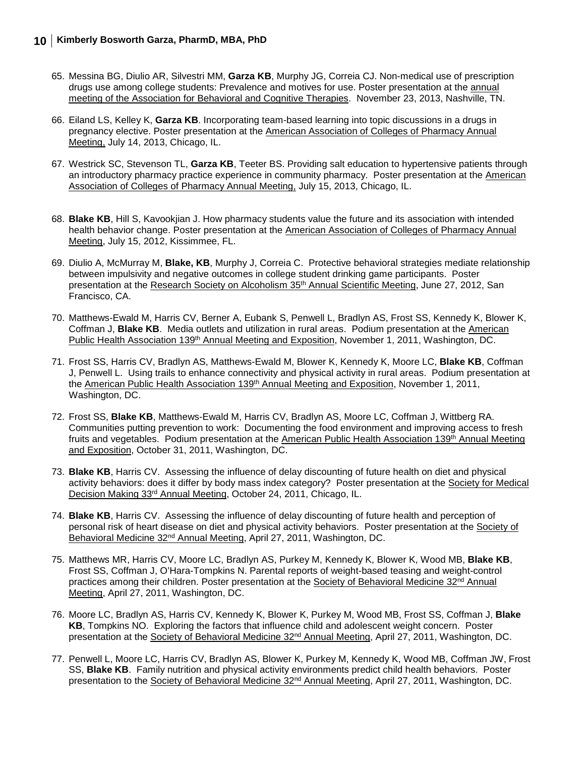65. Messina BG, Diulio AR, Silvestri MM, **Garza KB**, Murphy JG, Correia CJ. Non-medical use of prescription drugs use among college students: Prevalence and motives for use. Poster presentation at the annual meeting of the Association for Behavioral and Cognitive Therapies. November 23, 2013, Nashville, TN.

66. Eiland LS, Kelley K, **Garza KB**. Incorporating team-based learning into topic discussions in a drugs in pregnancy elective. Poster presentation at the American Association of Colleges of Pharmacy Annual Meeting, July 14, 2013, Chicago, IL.

67. Westrick SC, Stevenson TL, **Garza KB**, Teeter BS. Providing salt education to hypertensive patients through an introductory pharmacy practice experience in community pharmacy. Poster presentation at the American Association of Colleges of Pharmacy Annual Meeting, July 15, 2013, Chicago, IL.

68. **Blake KB**, Hill S, Kavookjian J. How pharmacy students value the future and its association with intended health behavior change. Poster presentation at the American Association of Colleges of Pharmacy Annual Meeting, July 15, 2012, Kissimmee, FL.

69. Diulio A, McMurray M, **Blake, KB**, Murphy J, Correia C. Protective behavioral strategies mediate relationship between impulsivity and negative outcomes in college student drinking game participants. Poster presentation at the Research Society on Alcoholism 35th Annual Scientific Meeting, June 27, 2012, San Francisco, CA.

70. Matthews-Ewald M, Harris CV, Berner A, Eubank S, Penwell L, Bradlyn AS, Frost SS, Kennedy K, Blower K, Coffman J, **Blake KB**. Media outlets and utilization in rural areas. Podium presentation at the American Public Health Association 139th Annual Meeting and Exposition, November 1, 2011, Washington, DC.

71. Frost SS, Harris CV, Bradlyn AS, Matthews-Ewald M, Blower K, Kennedy K, Moore LC, **Blake KB**, Coffman J, Penwell L. Using trails to enhance connectivity and physical activity in rural areas. Podium presentation at the American Public Health Association 139th Annual Meeting and Exposition, November 1, 2011, Washington, DC.

72. Frost SS, **Blake KB**, Matthews-Ewald M, Harris CV, Bradlyn AS, Moore LC, Coffman J, Wittberg RA. Communities putting prevention to work: Documenting the food environment and improving access to fresh fruits and vegetables. Podium presentation at the American Public Health Association 139th Annual Meeting and Exposition, October 31, 2011, Washington, DC.

73. **Blake KB**, Harris CV. Assessing the influence of delay discounting of future health on diet and physical activity behaviors: does it differ by body mass index category? Poster presentation at the Society for Medical Decision Making 33rd Annual Meeting, October 24, 2011, Chicago, IL.

74. **Blake KB**, Harris CV. Assessing the influence of delay discounting of future health and perception of personal risk of heart disease on diet and physical activity behaviors. Poster presentation at the Society of Behavioral Medicine 32nd Annual Meeting, April 27, 2011, Washington, DC.

75. Matthews MR, Harris CV, Moore LC, Bradlyn AS, Purkey M, Kennedy K, Blower K, Wood MB, **Blake KB**, Frost SS, Coffman J, O'Hara-Tompkins N. Parental reports of weight-based teasing and weight-control practices among their children. Poster presentation at the Society of Behavioral Medicine 32nd Annual Meeting, April 27, 2011, Washington, DC.

76. Moore LC, Bradlyn AS, Harris CV, Kennedy K, Blower K, Purkey M, Wood MB, Frost SS, Coffman J, **Blake KB**, Tompkins NO. Exploring the factors that influence child and adolescent weight concern. Poster presentation at the Society of Behavioral Medicine 32nd Annual Meeting, April 27, 2011, Washington, DC.

77. Penwell L, Moore LC, Harris CV, Bradlyn AS, Blower K, Purkey M, Kennedy K, Wood MB, Coffman JW, Frost SS, **Blake KB**. Family nutrition and physical activity environments predict child health behaviors. Poster presentation to the Society of Behavioral Medicine 32nd Annual Meeting, April 27, 2011, Washington, DC.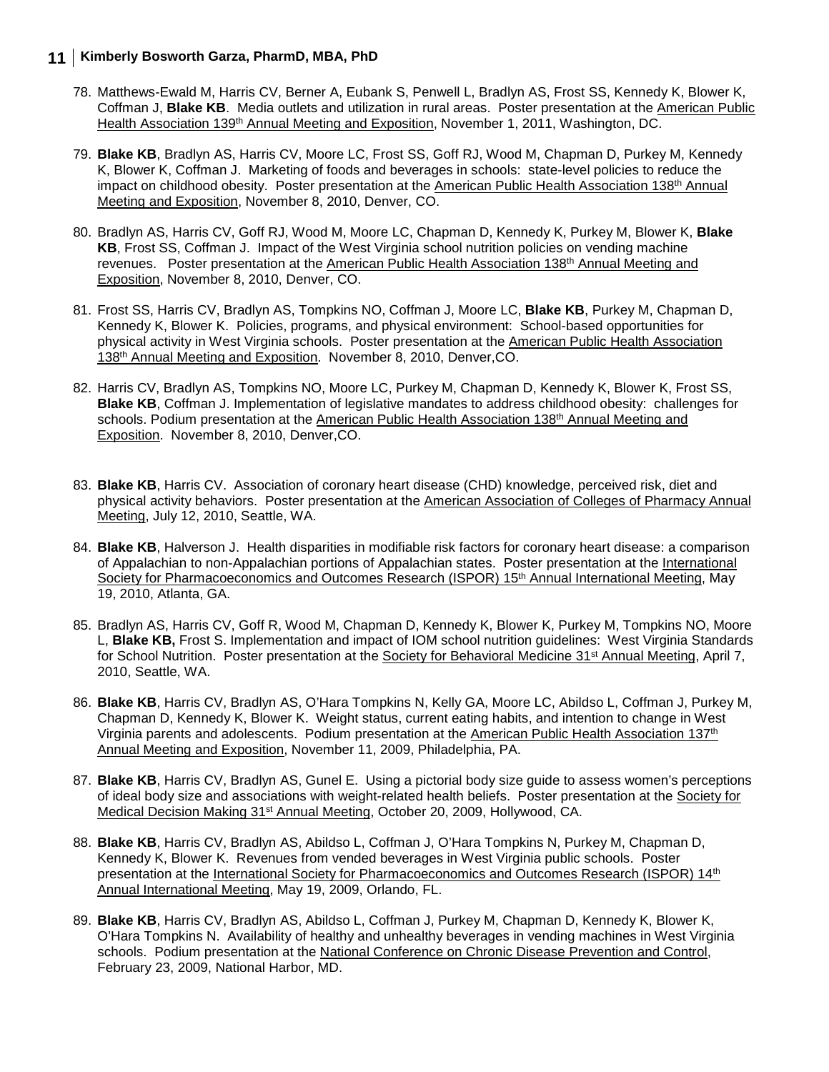78. Matthews-Ewald M, Harris CV, Berner A, Eubank S, Penwell L, Bradlyn AS, Frost SS, Kennedy K, Blower K, Coffman J, **Blake KB**. Media outlets and utilization in rural areas. Poster presentation at the American Public Health Association 139th Annual Meeting and Exposition, November 1, 2011, Washington, DC.

79. **Blake KB**, Bradlyn AS, Harris CV, Moore LC, Frost SS, Goff RJ, Wood M, Chapman D, Purkey M, Kennedy K, Blower K, Coffman J. Marketing of foods and beverages in schools: state-level policies to reduce the impact on childhood obesity. Poster presentation at the American Public Health Association 138th Annual Meeting and Exposition, November 8, 2010, Denver, CO.

80. Bradlyn AS, Harris CV, Goff RJ, Wood M, Moore LC, Chapman D, Kennedy K, Purkey M, Blower K, **Blake KB**, Frost SS, Coffman J. Impact of the West Virginia school nutrition policies on vending machine revenues. Poster presentation at the American Public Health Association 138th Annual Meeting and Exposition, November 8, 2010, Denver, CO.

81. Frost SS, Harris CV, Bradlyn AS, Tompkins NO, Coffman J, Moore LC, **Blake KB**, Purkey M, Chapman D, Kennedy K, Blower K. Policies, programs, and physical environment: School-based opportunities for physical activity in West Virginia schools. Poster presentation at the American Public Health Association 138th Annual Meeting and Exposition. November 8, 2010, Denver,CO.

82. Harris CV, Bradlyn AS, Tompkins NO, Moore LC, Purkey M, Chapman D, Kennedy K, Blower K, Frost SS, **Blake KB**, Coffman J. Implementation of legislative mandates to address childhood obesity: challenges for schools. Podium presentation at the American Public Health Association 138th Annual Meeting and Exposition. November 8, 2010, Denver,CO.

83. **Blake KB**, Harris CV. Association of coronary heart disease (CHD) knowledge, perceived risk, diet and physical activity behaviors. Poster presentation at the American Association of Colleges of Pharmacy Annual Meeting, July 12, 2010, Seattle, WA.

84. **Blake KB**, Halverson J. Health disparities in modifiable risk factors for coronary heart disease: a comparison of Appalachian to non-Appalachian portions of Appalachian states. Poster presentation at the International Society for Pharmacoeconomics and Outcomes Research (ISPOR) 15th Annual International Meeting, May 19, 2010, Atlanta, GA.

85. Bradlyn AS, Harris CV, Goff R, Wood M, Chapman D, Kennedy K, Blower K, Purkey M, Tompkins NO, Moore L, **Blake KB,** Frost S. Implementation and impact of IOM school nutrition guidelines: West Virginia Standards for School Nutrition. Poster presentation at the Society for Behavioral Medicine 31st Annual Meeting, April 7, 2010, Seattle, WA.

86. **Blake KB**, Harris CV, Bradlyn AS, O'Hara Tompkins N, Kelly GA, Moore LC, Abildso L, Coffman J, Purkey M, Chapman D, Kennedy K, Blower K. Weight status, current eating habits, and intention to change in West Virginia parents and adolescents. Podium presentation at the American Public Health Association 137th Annual Meeting and Exposition, November 11, 2009, Philadelphia, PA.

87. **Blake KB**, Harris CV, Bradlyn AS, Gunel E. Using a pictorial body size guide to assess women's perceptions of ideal body size and associations with weight-related health beliefs. Poster presentation at the Society for Medical Decision Making 31st Annual Meeting, October 20, 2009, Hollywood, CA.

88. **Blake KB**, Harris CV, Bradlyn AS, Abildso L, Coffman J, O'Hara Tompkins N, Purkey M, Chapman D, Kennedy K, Blower K. Revenues from vended beverages in West Virginia public schools. Poster presentation at the International Society for Pharmacoeconomics and Outcomes Research (ISPOR) 14th Annual International Meeting, May 19, 2009, Orlando, FL.

89. **Blake KB**, Harris CV, Bradlyn AS, Abildso L, Coffman J, Purkey M, Chapman D, Kennedy K, Blower K, O'Hara Tompkins N. Availability of healthy and unhealthy beverages in vending machines in West Virginia schools. Podium presentation at the National Conference on Chronic Disease Prevention and Control, February 23, 2009, National Harbor, MD.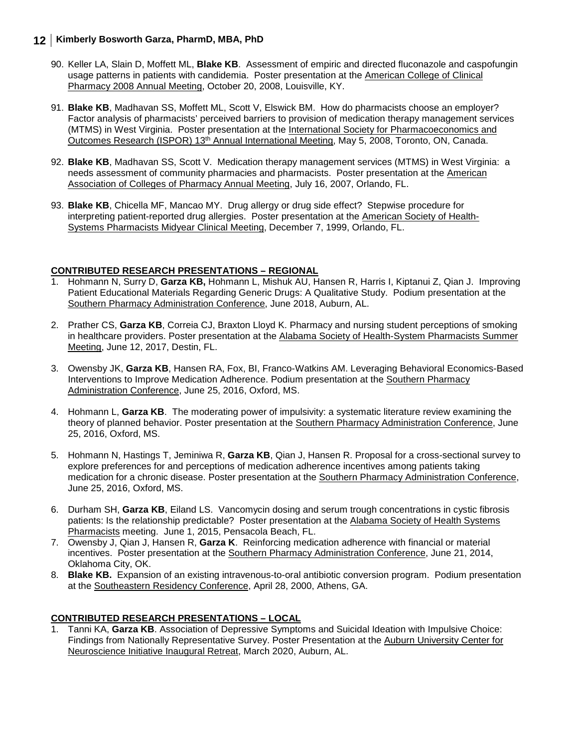90. Keller LA, Slain D, Moffett ML, **Blake KB**. Assessment of empiric and directed fluconazole and caspofungin usage patterns in patients with candidemia. Poster presentation at the American College of Clinical Pharmacy 2008 Annual Meeting, October 20, 2008, Louisville, KY.

91. **Blake KB**, Madhavan SS, Moffett ML, Scott V, Elswick BM. How do pharmacists choose an employer? Factor analysis of pharmacists' perceived barriers to provision of medication therapy management services (MTMS) in West Virginia. Poster presentation at the International Society for Pharmacoeconomics and Outcomes Research (ISPOR) 13th Annual International Meeting, May 5, 2008, Toronto, ON, Canada.

92. **Blake KB**, Madhavan SS, Scott V. Medication therapy management services (MTMS) in West Virginia: a needs assessment of community pharmacies and pharmacists. Poster presentation at the American Association of Colleges of Pharmacy Annual Meeting, July 16, 2007, Orlando, FL.

93. **Blake KB**, Chicella MF, Mancao MY. Drug allergy or drug side effect? Stepwise procedure for interpreting patient-reported drug allergies. Poster presentation at the American Society of Health-Systems Pharmacists Midyear Clinical Meeting, December 7, 1999, Orlando, FL.

## CONTRIBUTED RESEARCH PRESENTATIONS – REGIONAL

1. Hohmann N, Surry D, **Garza KB,** Hohmann L, Mishuk AU, Hansen R, Harris I, Kiptanui Z, Qian J. Improving Patient Educational Materials Regarding Generic Drugs: A Qualitative Study. Podium presentation at the Southern Pharmacy Administration Conference, June 2018, Auburn, AL.

2. Prather CS, **Garza KB**, Correia CJ, Braxton Lloyd K. Pharmacy and nursing student perceptions of smoking in healthcare providers. Poster presentation at the Alabama Society of Health-System Pharmacists Summer Meeting, June 12, 2017, Destin, FL.

3. Owensby JK, **Garza KB**, Hansen RA, Fox, BI, Franco-Watkins AM. Leveraging Behavioral Economics-Based Interventions to Improve Medication Adherence. Podium presentation at the Southern Pharmacy Administration Conference, June 25, 2016, Oxford, MS.

4. Hohmann L, **Garza KB**. The moderating power of impulsivity: a systematic literature review examining the theory of planned behavior. Poster presentation at the Southern Pharmacy Administration Conference, June 25, 2016, Oxford, MS.

5. Hohmann N, Hastings T, Jeminiwa R, **Garza KB**, Qian J, Hansen R. Proposal for a cross-sectional survey to explore preferences for and perceptions of medication adherence incentives among patients taking medication for a chronic disease. Poster presentation at the Southern Pharmacy Administration Conference, June 25, 2016, Oxford, MS.

6. Durham SH, **Garza KB**, Eiland LS. Vancomycin dosing and serum trough concentrations in cystic fibrosis patients: Is the relationship predictable? Poster presentation at the Alabama Society of Health Systems Pharmacists meeting. June 1, 2015, Pensacola Beach, FL.

7. Owensby J, Qian J, Hansen R, **Garza K**. Reinforcing medication adherence with financial or material incentives. Poster presentation at the Southern Pharmacy Administration Conference, June 21, 2014, Oklahoma City, OK.

8. **Blake KB.** Expansion of an existing intravenous-to-oral antibiotic conversion program. Podium presentation at the Southeastern Residency Conference, April 28, 2000, Athens, GA.

## CONTRIBUTED RESEARCH PRESENTATIONS – LOCAL

1. Tanni KA, **Garza KB**. Association of Depressive Symptoms and Suicidal Ideation with Impulsive Choice: Findings from Nationally Representative Survey. Poster Presentation at the Auburn University Center for Neuroscience Initiative Inaugural Retreat, March 2020, Auburn, AL.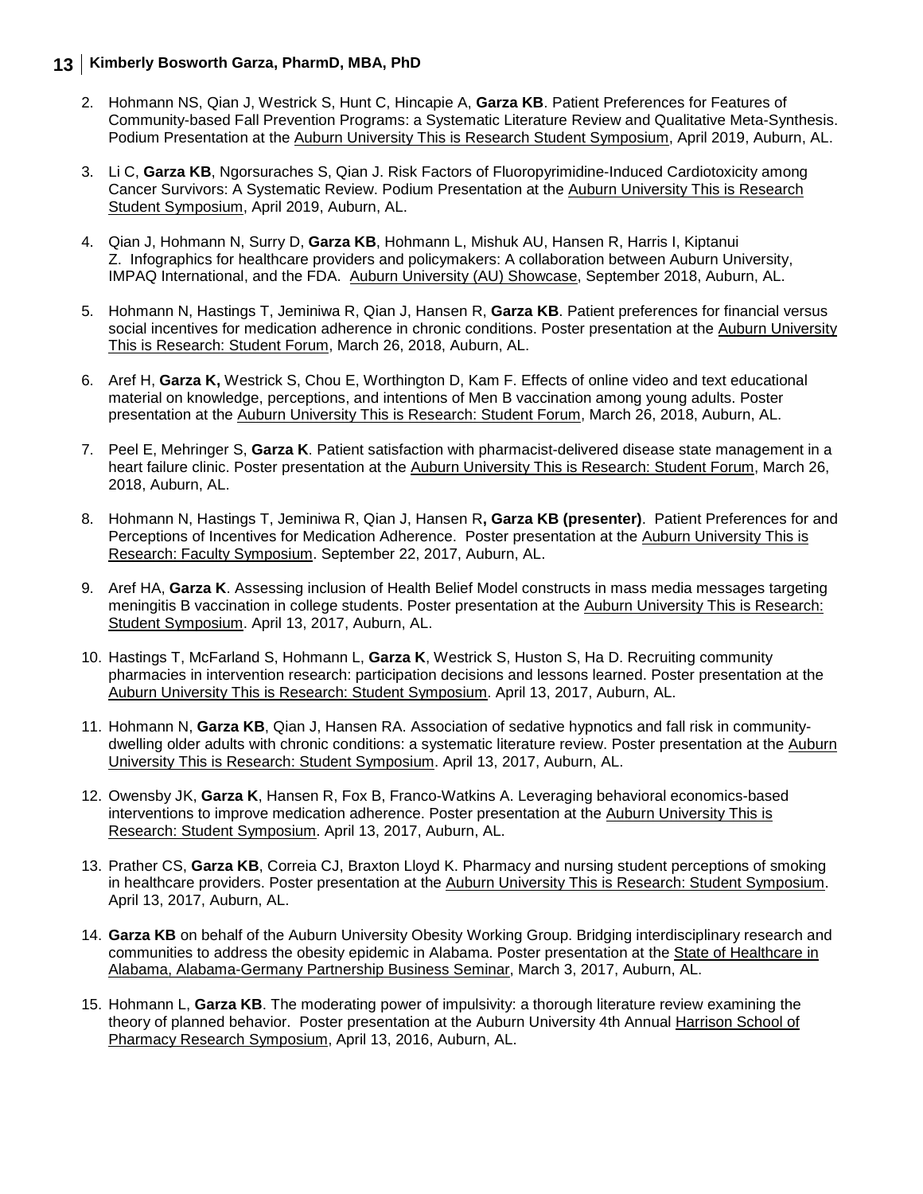2. Hohmann NS, Qian J, Westrick S, Hunt C, Hincapie A, **Garza KB**. Patient Preferences for Features of Community-based Fall Prevention Programs: a Systematic Literature Review and Qualitative Meta-Synthesis. Podium Presentation at the Auburn University This is Research Student Symposium, April 2019, Auburn, AL.

3. Li C, **Garza KB**, Ngorsuraches S, Qian J. Risk Factors of Fluoropyrimidine-Induced Cardiotoxicity among Cancer Survivors: A Systematic Review. Podium Presentation at the Auburn University This is Research Student Symposium, April 2019, Auburn, AL.

4. Qian J, Hohmann N, Surry D, **Garza KB**, Hohmann L, Mishuk AU, Hansen R, Harris I, Kiptanui Z. Infographics for healthcare providers and policymakers: A collaboration between Auburn University, IMPAQ International, and the FDA. Auburn University (AU) Showcase, September 2018, Auburn, AL.

5. Hohmann N, Hastings T, Jeminiwa R, Qian J, Hansen R, **Garza KB**. Patient preferences for financial versus social incentives for medication adherence in chronic conditions. Poster presentation at the Auburn University This is Research: Student Forum, March 26, 2018, Auburn, AL.

6. Aref H, **Garza K,** Westrick S, Chou E, Worthington D, Kam F. Effects of online video and text educational material on knowledge, perceptions, and intentions of Men B vaccination among young adults. Poster presentation at the Auburn University This is Research: Student Forum, March 26, 2018, Auburn, AL.

7. Peel E, Mehringer S, **Garza K**. Patient satisfaction with pharmacist-delivered disease state management in a heart failure clinic. Poster presentation at the Auburn University This is Research: Student Forum, March 26, 2018, Auburn, AL.

8. Hohmann N, Hastings T, Jeminiwa R, Qian J, Hansen R**, Garza KB (presenter)**. Patient Preferences for and Perceptions of Incentives for Medication Adherence. Poster presentation at the Auburn University This is Research: Faculty Symposium. September 22, 2017, Auburn, AL.

9. Aref HA, **Garza K**. Assessing inclusion of Health Belief Model constructs in mass media messages targeting meningitis B vaccination in college students. Poster presentation at the Auburn University This is Research: Student Symposium. April 13, 2017, Auburn, AL.

10. Hastings T, McFarland S, Hohmann L, **Garza K**, Westrick S, Huston S, Ha D. Recruiting community pharmacies in intervention research: participation decisions and lessons learned. Poster presentation at the Auburn University This is Research: Student Symposium. April 13, 2017, Auburn, AL.

11. Hohmann N, **Garza KB**, Qian J, Hansen RA. Association of sedative hypnotics and fall risk in community-dwelling older adults with chronic conditions: a systematic literature review. Poster presentation at the Auburn University This is Research: Student Symposium. April 13, 2017, Auburn, AL.

12. Owensby JK, **Garza K**, Hansen R, Fox B, Franco-Watkins A. Leveraging behavioral economics-based interventions to improve medication adherence. Poster presentation at the Auburn University This is Research: Student Symposium. April 13, 2017, Auburn, AL.

13. Prather CS, **Garza KB**, Correia CJ, Braxton Lloyd K. Pharmacy and nursing student perceptions of smoking in healthcare providers. Poster presentation at the Auburn University This is Research: Student Symposium. April 13, 2017, Auburn, AL.

14. **Garza KB** on behalf of the Auburn University Obesity Working Group. Bridging interdisciplinary research and communities to address the obesity epidemic in Alabama. Poster presentation at the State of Healthcare in Alabama, Alabama-Germany Partnership Business Seminar, March 3, 2017, Auburn, AL.

15. Hohmann L, **Garza KB**. The moderating power of impulsivity: a thorough literature review examining the theory of planned behavior. Poster presentation at the Auburn University 4th Annual Harrison School of Pharmacy Research Symposium, April 13, 2016, Auburn, AL.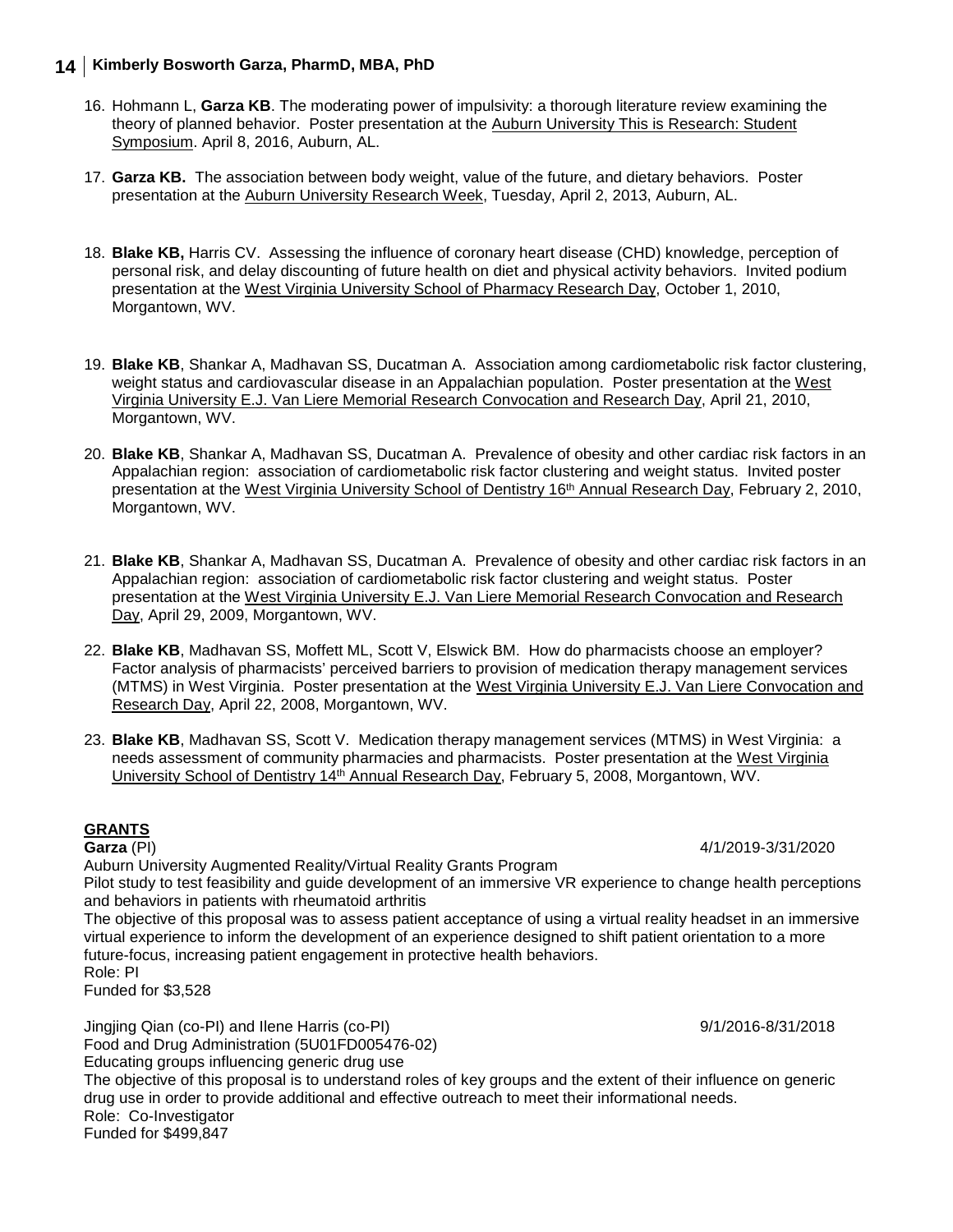16. Hohmann L, **Garza KB**. The moderating power of impulsivity: a thorough literature review examining the theory of planned behavior. Poster presentation at the Auburn University This is Research: Student Symposium. April 8, 2016, Auburn, AL.

17. **Garza KB.** The association between body weight, value of the future, and dietary behaviors. Poster presentation at the Auburn University Research Week, Tuesday, April 2, 2013, Auburn, AL.

18. **Blake KB,** Harris CV. Assessing the influence of coronary heart disease (CHD) knowledge, perception of personal risk, and delay discounting of future health on diet and physical activity behaviors. Invited podium presentation at the West Virginia University School of Pharmacy Research Day, October 1, 2010, Morgantown, WV.

19. **Blake KB**, Shankar A, Madhavan SS, Ducatman A. Association among cardiometabolic risk factor clustering, weight status and cardiovascular disease in an Appalachian population. Poster presentation at the West Virginia University E.J. Van Liere Memorial Research Convocation and Research Day, April 21, 2010, Morgantown, WV.

20. **Blake KB**, Shankar A, Madhavan SS, Ducatman A. Prevalence of obesity and other cardiac risk factors in an Appalachian region: association of cardiometabolic risk factor clustering and weight status. Invited poster presentation at the West Virginia University School of Dentistry 16th Annual Research Day, February 2, 2010, Morgantown, WV.

21. **Blake KB**, Shankar A, Madhavan SS, Ducatman A. Prevalence of obesity and other cardiac risk factors in an Appalachian region: association of cardiometabolic risk factor clustering and weight status. Poster presentation at the West Virginia University E.J. Van Liere Memorial Research Convocation and Research Day, April 29, 2009, Morgantown, WV.

22. **Blake KB**, Madhavan SS, Moffett ML, Scott V, Elswick BM. How do pharmacists choose an employer? Factor analysis of pharmacists' perceived barriers to provision of medication therapy management services (MTMS) in West Virginia. Poster presentation at the West Virginia University E.J. Van Liere Convocation and Research Day, April 22, 2008, Morgantown, WV.

23. **Blake KB**, Madhavan SS, Scott V. Medication therapy management services (MTMS) in West Virginia: a needs assessment of community pharmacies and pharmacists. Poster presentation at the West Virginia University School of Dentistry 14th Annual Research Day, February 5, 2008, Morgantown, WV.

## GRANTS

**Garza** (PI) 4/1/2019-3/31/2020
Auburn University Augmented Reality/Virtual Reality Grants Program
Pilot study to test feasibility and guide development of an immersive VR experience to change health perceptions and behaviors in patients with rheumatoid arthritis
The objective of this proposal was to assess patient acceptance of using a virtual reality headset in an immersive virtual experience to inform the development of an experience designed to shift patient orientation to a more future-focus, increasing patient engagement in protective health behaviors.
Role: PI
Funded for $3,528

Jingjing Qian (co-PI) and Ilene Harris (co-PI) 9/1/2016-8/31/2018
Food and Drug Administration (5U01FD005476-02)
Educating groups influencing generic drug use
The objective of this proposal is to understand roles of key groups and the extent of their influence on generic drug use in order to provide additional and effective outreach to meet their informational needs.
Role: Co-Investigator
Funded for $499,847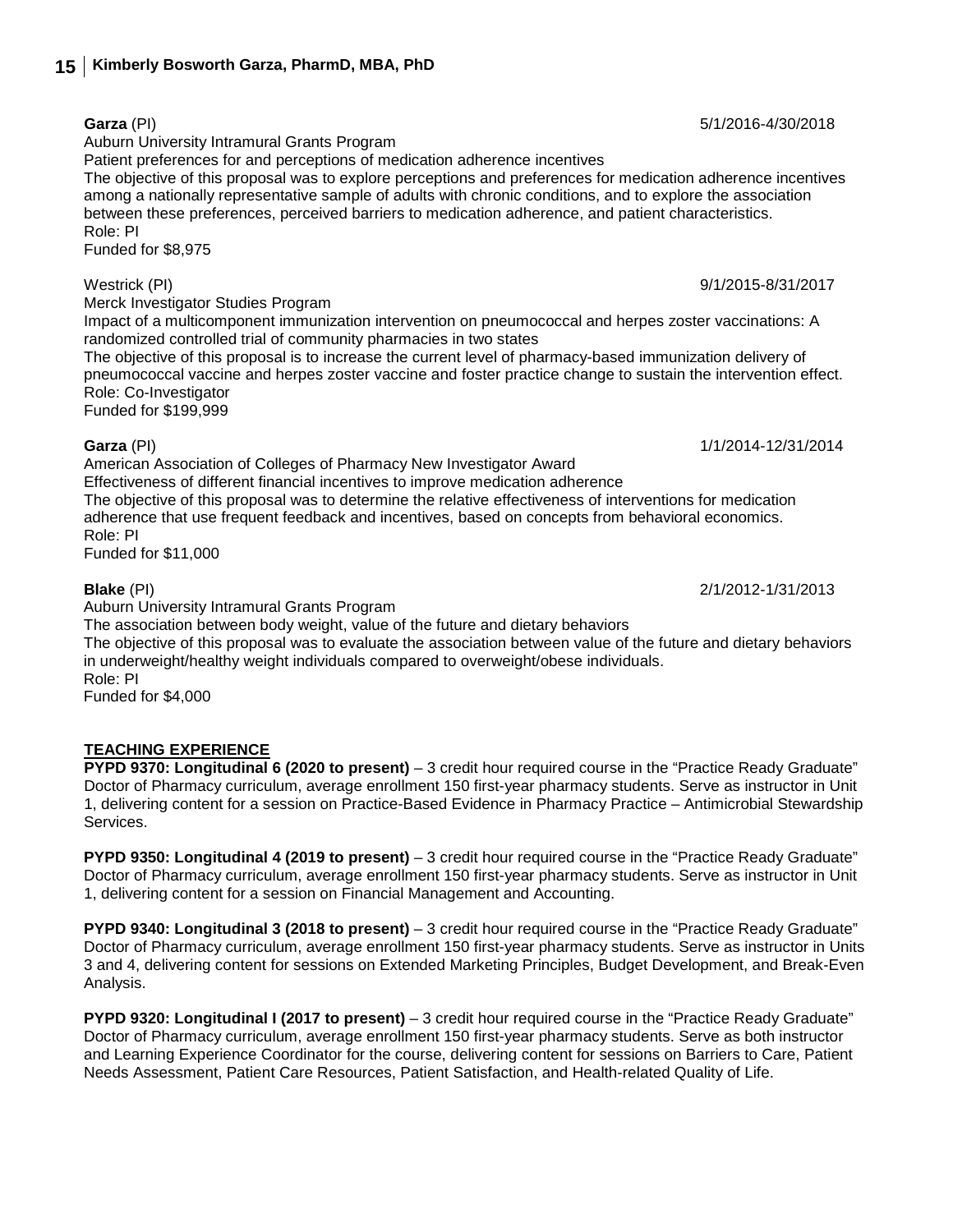**Garza** (PI) 5/1/2016-4/30/2018
Auburn University Intramural Grants Program
Patient preferences for and perceptions of medication adherence incentives
The objective of this proposal was to explore perceptions and preferences for medication adherence incentives among a nationally representative sample of adults with chronic conditions, and to explore the association between these preferences, perceived barriers to medication adherence, and patient characteristics.
Role: PI
Funded for $8,975

Westrick (PI) 9/1/2015-8/31/2017
Merck Investigator Studies Program
Impact of a multicomponent immunization intervention on pneumococcal and herpes zoster vaccinations: A randomized controlled trial of community pharmacies in two states
The objective of this proposal is to increase the current level of pharmacy-based immunization delivery of pneumococcal vaccine and herpes zoster vaccine and foster practice change to sustain the intervention effect.
Role: Co-Investigator
Funded for $199,999

**Garza** (PI) 1/1/2014-12/31/2014
American Association of Colleges of Pharmacy New Investigator Award
Effectiveness of different financial incentives to improve medication adherence
The objective of this proposal was to determine the relative effectiveness of interventions for medication adherence that use frequent feedback and incentives, based on concepts from behavioral economics.
Role: PI
Funded for $11,000

**Blake** (PI) 2/1/2012-1/31/2013
Auburn University Intramural Grants Program
The association between body weight, value of the future and dietary behaviors
The objective of this proposal was to evaluate the association between value of the future and dietary behaviors in underweight/healthy weight individuals compared to overweight/obese individuals.
Role: PI
Funded for $4,000

## TEACHING EXPERIENCE

**PYPD 9370: Longitudinal 6 (2020 to present)** – 3 credit hour required course in the "Practice Ready Graduate" Doctor of Pharmacy curriculum, average enrollment 150 first-year pharmacy students. Serve as instructor in Unit 1, delivering content for a session on Practice-Based Evidence in Pharmacy Practice – Antimicrobial Stewardship Services.

**PYPD 9350: Longitudinal 4 (2019 to present)** – 3 credit hour required course in the "Practice Ready Graduate" Doctor of Pharmacy curriculum, average enrollment 150 first-year pharmacy students. Serve as instructor in Unit 1, delivering content for a session on Financial Management and Accounting.

**PYPD 9340: Longitudinal 3 (2018 to present)** – 3 credit hour required course in the "Practice Ready Graduate" Doctor of Pharmacy curriculum, average enrollment 150 first-year pharmacy students. Serve as instructor in Units 3 and 4, delivering content for sessions on Extended Marketing Principles, Budget Development, and Break-Even Analysis.

**PYPD 9320: Longitudinal I (2017 to present)** – 3 credit hour required course in the "Practice Ready Graduate" Doctor of Pharmacy curriculum, average enrollment 150 first-year pharmacy students. Serve as both instructor and Learning Experience Coordinator for the course, delivering content for sessions on Barriers to Care, Patient Needs Assessment, Patient Care Resources, Patient Satisfaction, and Health-related Quality of Life.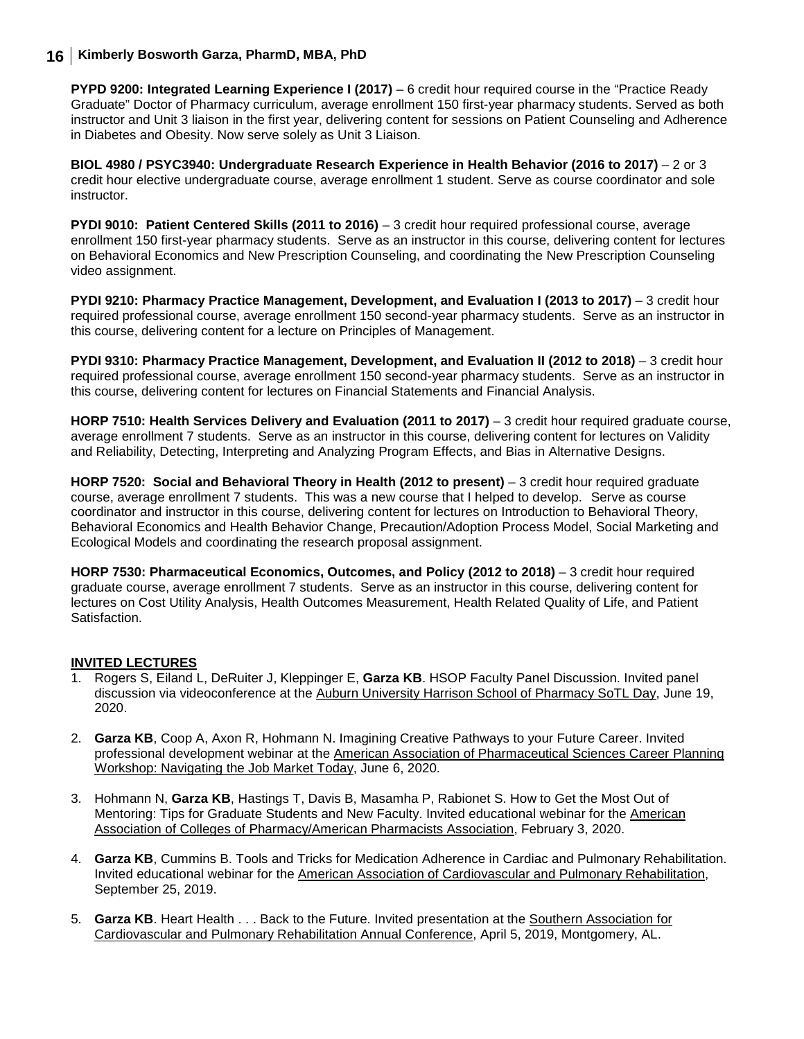**PYPD 9200: Integrated Learning Experience I (2017)** – 6 credit hour required course in the "Practice Ready Graduate" Doctor of Pharmacy curriculum, average enrollment 150 first-year pharmacy students. Served as both instructor and Unit 3 liaison in the first year, delivering content for sessions on Patient Counseling and Adherence in Diabetes and Obesity. Now serve solely as Unit 3 Liaison.

**BIOL 4980 / PSYC3940: Undergraduate Research Experience in Health Behavior (2016 to 2017)** – 2 or 3 credit hour elective undergraduate course, average enrollment 1 student. Serve as course coordinator and sole instructor.

**PYDI 9010: Patient Centered Skills (2011 to 2016)** – 3 credit hour required professional course, average enrollment 150 first-year pharmacy students. Serve as an instructor in this course, delivering content for lectures on Behavioral Economics and New Prescription Counseling, and coordinating the New Prescription Counseling video assignment.

**PYDI 9210: Pharmacy Practice Management, Development, and Evaluation I (2013 to 2017)** – 3 credit hour required professional course, average enrollment 150 second-year pharmacy students. Serve as an instructor in this course, delivering content for a lecture on Principles of Management.

**PYDI 9310: Pharmacy Practice Management, Development, and Evaluation II (2012 to 2018)** – 3 credit hour required professional course, average enrollment 150 second-year pharmacy students. Serve as an instructor in this course, delivering content for lectures on Financial Statements and Financial Analysis.

**HORP 7510: Health Services Delivery and Evaluation (2011 to 2017)** – 3 credit hour required graduate course, average enrollment 7 students. Serve as an instructor in this course, delivering content for lectures on Validity and Reliability, Detecting, Interpreting and Analyzing Program Effects, and Bias in Alternative Designs.

**HORP 7520: Social and Behavioral Theory in Health (2012 to present)** – 3 credit hour required graduate course, average enrollment 7 students. This was a new course that I helped to develop. Serve as course coordinator and instructor in this course, delivering content for lectures on Introduction to Behavioral Theory, Behavioral Economics and Health Behavior Change, Precaution/Adoption Process Model, Social Marketing and Ecological Models and coordinating the research proposal assignment.

**HORP 7530: Pharmaceutical Economics, Outcomes, and Policy (2012 to 2018)** – 3 credit hour required graduate course, average enrollment 7 students. Serve as an instructor in this course, delivering content for lectures on Cost Utility Analysis, Health Outcomes Measurement, Health Related Quality of Life, and Patient Satisfaction.

## INVITED LECTURES

1. Rogers S, Eiland L, DeRuiter J, Kleppinger E, **Garza KB**. HSOP Faculty Panel Discussion. Invited panel discussion via videoconference at the Auburn University Harrison School of Pharmacy SoTL Day, June 19, 2020.

2. **Garza KB**, Coop A, Axon R, Hohmann N. Imagining Creative Pathways to your Future Career. Invited professional development webinar at the American Association of Pharmaceutical Sciences Career Planning Workshop: Navigating the Job Market Today, June 6, 2020.

3. Hohmann N, **Garza KB**, Hastings T, Davis B, Masamha P, Rabionet S. How to Get the Most Out of Mentoring: Tips for Graduate Students and New Faculty. Invited educational webinar for the American Association of Colleges of Pharmacy/American Pharmacists Association, February 3, 2020.

4. **Garza KB**, Cummins B. Tools and Tricks for Medication Adherence in Cardiac and Pulmonary Rehabilitation. Invited educational webinar for the American Association of Cardiovascular and Pulmonary Rehabilitation, September 25, 2019.

5. **Garza KB**. Heart Health . . . Back to the Future. Invited presentation at the Southern Association for Cardiovascular and Pulmonary Rehabilitation Annual Conference, April 5, 2019, Montgomery, AL.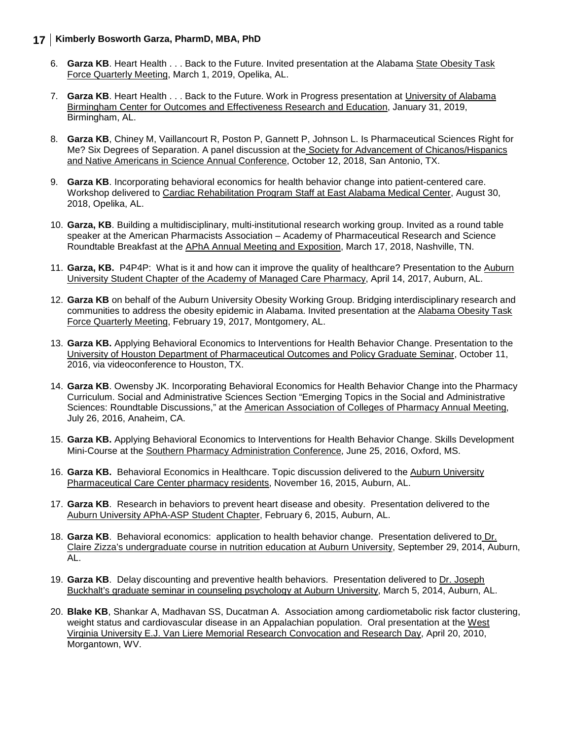6. **Garza KB**. Heart Health . . . Back to the Future. Invited presentation at the Alabama State Obesity Task Force Quarterly Meeting, March 1, 2019, Opelika, AL.

7. **Garza KB**. Heart Health . . . Back to the Future. Work in Progress presentation at University of Alabama Birmingham Center for Outcomes and Effectiveness Research and Education, January 31, 2019, Birmingham, AL.

8. **Garza KB**, Chiney M, Vaillancourt R, Poston P, Gannett P, Johnson L. Is Pharmaceutical Sciences Right for Me? Six Degrees of Separation. A panel discussion at the Society for Advancement of Chicanos/Hispanics and Native Americans in Science Annual Conference, October 12, 2018, San Antonio, TX.

9. **Garza KB**. Incorporating behavioral economics for health behavior change into patient-centered care. Workshop delivered to Cardiac Rehabilitation Program Staff at East Alabama Medical Center, August 30, 2018, Opelika, AL.

10. **Garza, KB**. Building a multidisciplinary, multi-institutional research working group. Invited as a round table speaker at the American Pharmacists Association – Academy of Pharmaceutical Research and Science Roundtable Breakfast at the APhA Annual Meeting and Exposition, March 17, 2018, Nashville, TN.

11. **Garza, KB.** P4P4P: What is it and how can it improve the quality of healthcare? Presentation to the Auburn University Student Chapter of the Academy of Managed Care Pharmacy, April 14, 2017, Auburn, AL.

12. **Garza KB** on behalf of the Auburn University Obesity Working Group. Bridging interdisciplinary research and communities to address the obesity epidemic in Alabama. Invited presentation at the Alabama Obesity Task Force Quarterly Meeting, February 19, 2017, Montgomery, AL.

13. **Garza KB.** Applying Behavioral Economics to Interventions for Health Behavior Change. Presentation to the University of Houston Department of Pharmaceutical Outcomes and Policy Graduate Seminar, October 11, 2016, via videoconference to Houston, TX.

14. **Garza KB**. Owensby JK. Incorporating Behavioral Economics for Health Behavior Change into the Pharmacy Curriculum. Social and Administrative Sciences Section "Emerging Topics in the Social and Administrative Sciences: Roundtable Discussions," at the American Association of Colleges of Pharmacy Annual Meeting, July 26, 2016, Anaheim, CA.

15. **Garza KB.** Applying Behavioral Economics to Interventions for Health Behavior Change. Skills Development Mini-Course at the Southern Pharmacy Administration Conference, June 25, 2016, Oxford, MS.

16. **Garza KB.** Behavioral Economics in Healthcare. Topic discussion delivered to the Auburn University Pharmaceutical Care Center pharmacy residents, November 16, 2015, Auburn, AL.

17. **Garza KB**. Research in behaviors to prevent heart disease and obesity. Presentation delivered to the Auburn University APhA-ASP Student Chapter, February 6, 2015, Auburn, AL.

18. **Garza KB**. Behavioral economics: application to health behavior change. Presentation delivered to Dr. Claire Zizza's undergraduate course in nutrition education at Auburn University, September 29, 2014, Auburn, AL.

19. **Garza KB**. Delay discounting and preventive health behaviors. Presentation delivered to Dr. Joseph Buckhalt's graduate seminar in counseling psychology at Auburn University, March 5, 2014, Auburn, AL.

20. **Blake KB**, Shankar A, Madhavan SS, Ducatman A. Association among cardiometabolic risk factor clustering, weight status and cardiovascular disease in an Appalachian population. Oral presentation at the West Virginia University E.J. Van Liere Memorial Research Convocation and Research Day, April 20, 2010, Morgantown, WV.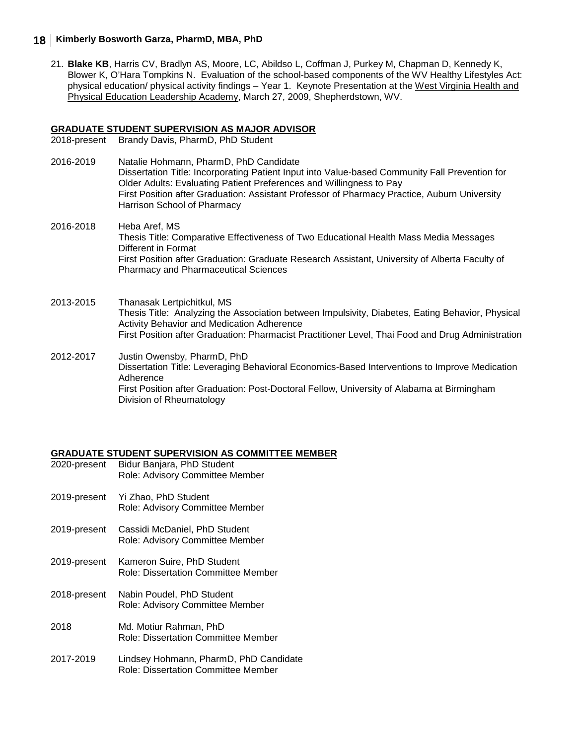21. **Blake KB**, Harris CV, Bradlyn AS, Moore, LC, Abildso L, Coffman J, Purkey M, Chapman D, Kennedy K, Blower K, O'Hara Tompkins N. Evaluation of the school-based components of the WV Healthy Lifestyles Act: physical education/ physical activity findings – Year 1. Keynote Presentation at the West Virginia Health and Physical Education Leadership Academy, March 27, 2009, Shepherdstown, WV.

## GRADUATE STUDENT SUPERVISION AS MAJOR ADVISOR

2018-present Brandy Davis, PharmD, PhD Student

2016-2019 Natalie Hohmann, PharmD, PhD Candidate
Dissertation Title: Incorporating Patient Input into Value-based Community Fall Prevention for Older Adults: Evaluating Patient Preferences and Willingness to Pay
First Position after Graduation: Assistant Professor of Pharmacy Practice, Auburn University Harrison School of Pharmacy

2016-2018 Heba Aref, MS
Thesis Title: Comparative Effectiveness of Two Educational Health Mass Media Messages Different in Format
First Position after Graduation: Graduate Research Assistant, University of Alberta Faculty of Pharmacy and Pharmaceutical Sciences

2013-2015 Thanasak Lertpichitkul, MS
Thesis Title: Analyzing the Association between Impulsivity, Diabetes, Eating Behavior, Physical Activity Behavior and Medication Adherence
First Position after Graduation: Pharmacist Practitioner Level, Thai Food and Drug Administration

2012-2017 Justin Owensby, PharmD, PhD
Dissertation Title: Leveraging Behavioral Economics-Based Interventions to Improve Medication Adherence
First Position after Graduation: Post-Doctoral Fellow, University of Alabama at Birmingham Division of Rheumatology

## GRADUATE STUDENT SUPERVISION AS COMMITTEE MEMBER

2020-present Bidur Banjara, PhD Student
Role: Advisory Committee Member

2019-present Yi Zhao, PhD Student
Role: Advisory Committee Member

2019-present Cassidi McDaniel, PhD Student
Role: Advisory Committee Member

2019-present Kameron Suire, PhD Student
Role: Dissertation Committee Member

2018-present Nabin Poudel, PhD Student
Role: Advisory Committee Member

2018 Md. Motiur Rahman, PhD
Role: Dissertation Committee Member

2017-2019 Lindsey Hohmann, PharmD, PhD Candidate
Role: Dissertation Committee Member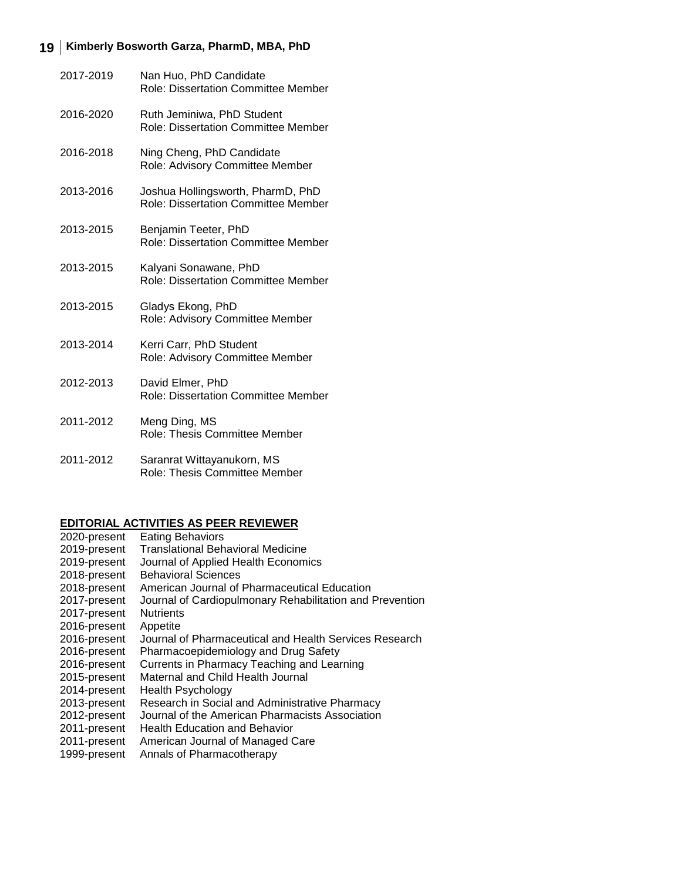2017-2019 Nan Huo, PhD Candidate
Role: Dissertation Committee Member

2016-2020 Ruth Jeminiwa, PhD Student
Role: Dissertation Committee Member

2016-2018 Ning Cheng, PhD Candidate
Role: Advisory Committee Member

2013-2016 Joshua Hollingsworth, PharmD, PhD
Role: Dissertation Committee Member

2013-2015 Benjamin Teeter, PhD
Role: Dissertation Committee Member

2013-2015 Kalyani Sonawane, PhD
Role: Dissertation Committee Member

2013-2015 Gladys Ekong, PhD
Role: Advisory Committee Member

2013-2014 Kerri Carr, PhD Student
Role: Advisory Committee Member

2012-2013 David Elmer, PhD
Role: Dissertation Committee Member

2011-2012 Meng Ding, MS
Role: Thesis Committee Member

2011-2012 Saranrat Wittayanukorn, MS
Role: Thesis Committee Member

## EDITORIAL ACTIVITIES AS PEER REVIEWER

2020-present Eating Behaviors
2019-present Translational Behavioral Medicine
2019-present Journal of Applied Health Economics
2018-present Behavioral Sciences
2018-present American Journal of Pharmaceutical Education
2017-present Journal of Cardiopulmonary Rehabilitation and Prevention
2017-present Nutrients
2016-present Appetite
2016-present Journal of Pharmaceutical and Health Services Research
2016-present Pharmacoepidemiology and Drug Safety
2016-present Currents in Pharmacy Teaching and Learning
2015-present Maternal and Child Health Journal
2014-present Health Psychology
2013-present Research in Social and Administrative Pharmacy
2012-present Journal of the American Pharmacists Association
2011-present Health Education and Behavior
2011-present American Journal of Managed Care
1999-present Annals of Pharmacotherapy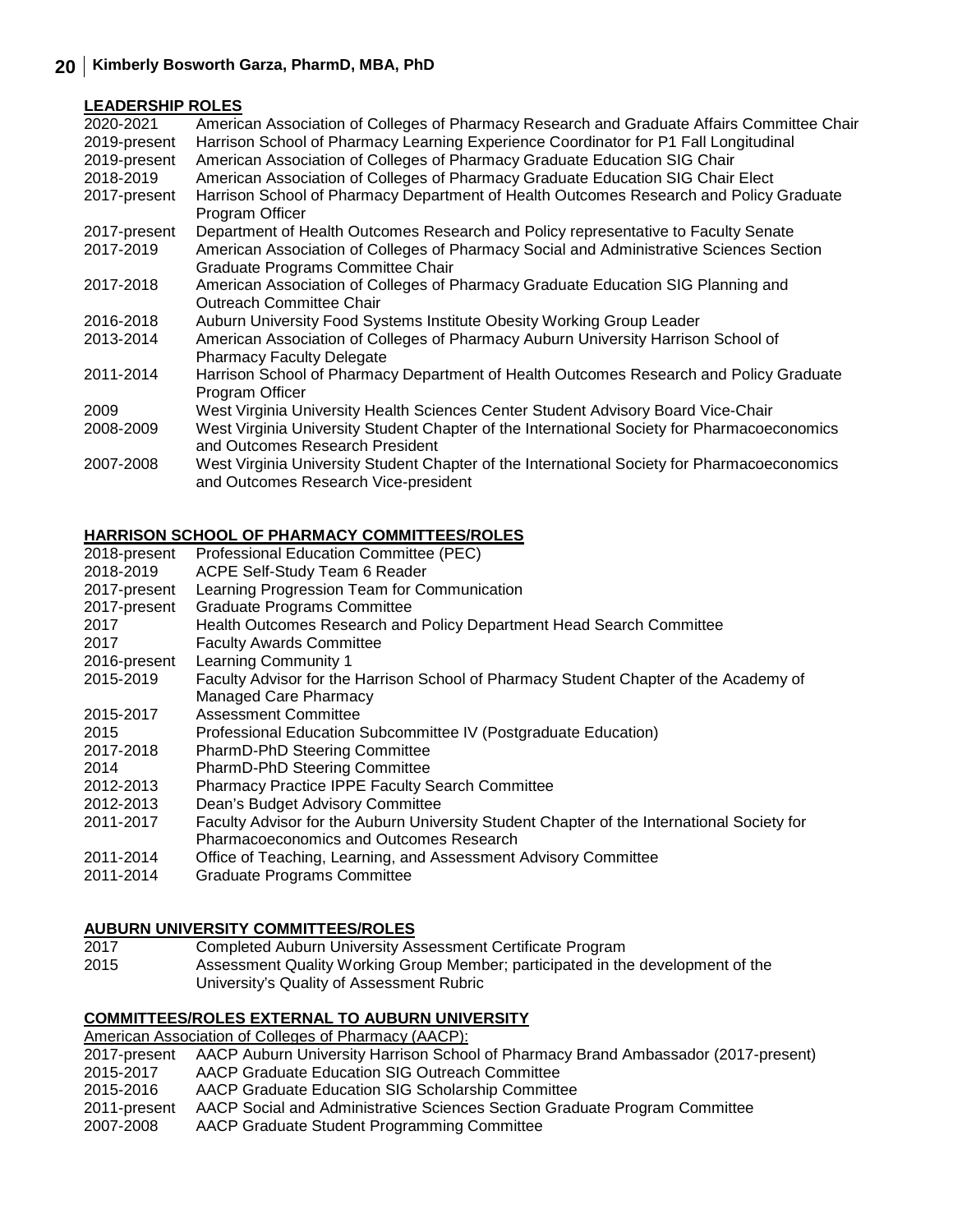## LEADERSHIP ROLES

| | |
|---|---|
| 2020-2021 | American Association of Colleges of Pharmacy Research and Graduate Affairs Committee Chair |
| 2019-present | Harrison School of Pharmacy Learning Experience Coordinator for P1 Fall Longitudinal |
| 2019-present | American Association of Colleges of Pharmacy Graduate Education SIG Chair |
| 2018-2019 | American Association of Colleges of Pharmacy Graduate Education SIG Chair Elect |
| 2017-present | Harrison School of Pharmacy Department of Health Outcomes Research and Policy Graduate Program Officer |
| 2017-present | Department of Health Outcomes Research and Policy representative to Faculty Senate |
| 2017-2019 | American Association of Colleges of Pharmacy Social and Administrative Sciences Section Graduate Programs Committee Chair |
| 2017-2018 | American Association of Colleges of Pharmacy Graduate Education SIG Planning and Outreach Committee Chair |
| 2016-2018 | Auburn University Food Systems Institute Obesity Working Group Leader |
| 2013-2014 | American Association of Colleges of Pharmacy Auburn University Harrison School of Pharmacy Faculty Delegate |
| 2011-2014 | Harrison School of Pharmacy Department of Health Outcomes Research and Policy Graduate Program Officer |
| 2009 | West Virginia University Health Sciences Center Student Advisory Board Vice-Chair |
| 2008-2009 | West Virginia University Student Chapter of the International Society for Pharmacoeconomics and Outcomes Research President |
| 2007-2008 | West Virginia University Student Chapter of the International Society for Pharmacoeconomics and Outcomes Research Vice-president |

## HARRISON SCHOOL OF PHARMACY COMMITTEES/ROLES

| | |
|---|---|
| 2018-present | Professional Education Committee (PEC) |
| 2018-2019 | ACPE Self-Study Team 6 Reader |
| 2017-present | Learning Progression Team for Communication |
| 2017-present | Graduate Programs Committee |
| 2017 | Health Outcomes Research and Policy Department Head Search Committee |
| 2017 | Faculty Awards Committee |
| 2016-present | Learning Community 1 |
| 2015-2019 | Faculty Advisor for the Harrison School of Pharmacy Student Chapter of the Academy of Managed Care Pharmacy |
| 2015-2017 | Assessment Committee |
| 2015 | Professional Education Subcommittee IV (Postgraduate Education) |
| 2017-2018 | PharmD-PhD Steering Committee |
| 2014 | PharmD-PhD Steering Committee |
| 2012-2013 | Pharmacy Practice IPPE Faculty Search Committee |
| 2012-2013 | Dean's Budget Advisory Committee |
| 2011-2017 | Faculty Advisor for the Auburn University Student Chapter of the International Society for Pharmacoeconomics and Outcomes Research |
| 2011-2014 | Office of Teaching, Learning, and Assessment Advisory Committee |
| 2011-2014 | Graduate Programs Committee |

## AUBURN UNIVERSITY COMMITTEES/ROLES

| | |
|---|---|
| 2017 | Completed Auburn University Assessment Certificate Program |
| 2015 | Assessment Quality Working Group Member; participated in the development of the University's Quality of Assessment Rubric |

## COMMITTEES/ROLES EXTERNAL TO AUBURN UNIVERSITY

American Association of Colleges of Pharmacy (AACP):

| | |
|---|---|
| 2017-present | AACP Auburn University Harrison School of Pharmacy Brand Ambassador (2017-present) |
| 2015-2017 | AACP Graduate Education SIG Outreach Committee |
| 2015-2016 | AACP Graduate Education SIG Scholarship Committee |
| 2011-present | AACP Social and Administrative Sciences Section Graduate Program Committee |
| 2007-2008 | AACP Graduate Student Programming Committee |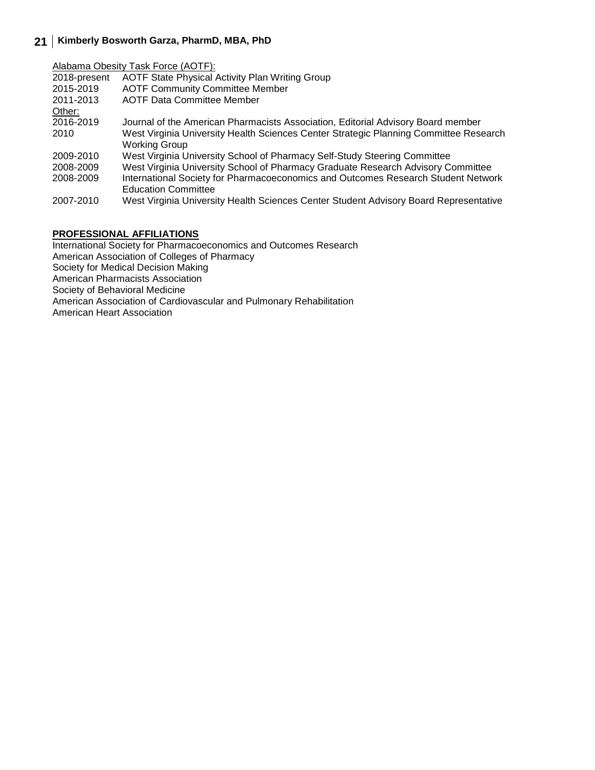Alabama Obesity Task Force (AOTF):

| | |
|---|---|
| 2018-present | AOTF State Physical Activity Plan Writing Group |
| 2015-2019 | AOTF Community Committee Member |
| 2011-2013 | AOTF Data Committee Member |

Other:

| | |
|---|---|
| 2016-2019 | Journal of the American Pharmacists Association, Editorial Advisory Board member |
| 2010 | West Virginia University Health Sciences Center Strategic Planning Committee Research Working Group |
| 2009-2010 | West Virginia University School of Pharmacy Self-Study Steering Committee |
| 2008-2009 | West Virginia University School of Pharmacy Graduate Research Advisory Committee |
| 2008-2009 | International Society for Pharmacoeconomics and Outcomes Research Student Network Education Committee |
| 2007-2010 | West Virginia University Health Sciences Center Student Advisory Board Representative |

## PROFESSIONAL AFFILIATIONS

International Society for Pharmacoeconomics and Outcomes Research
American Association of Colleges of Pharmacy
Society for Medical Decision Making
American Pharmacists Association
Society of Behavioral Medicine
American Association of Cardiovascular and Pulmonary Rehabilitation
American Heart Association